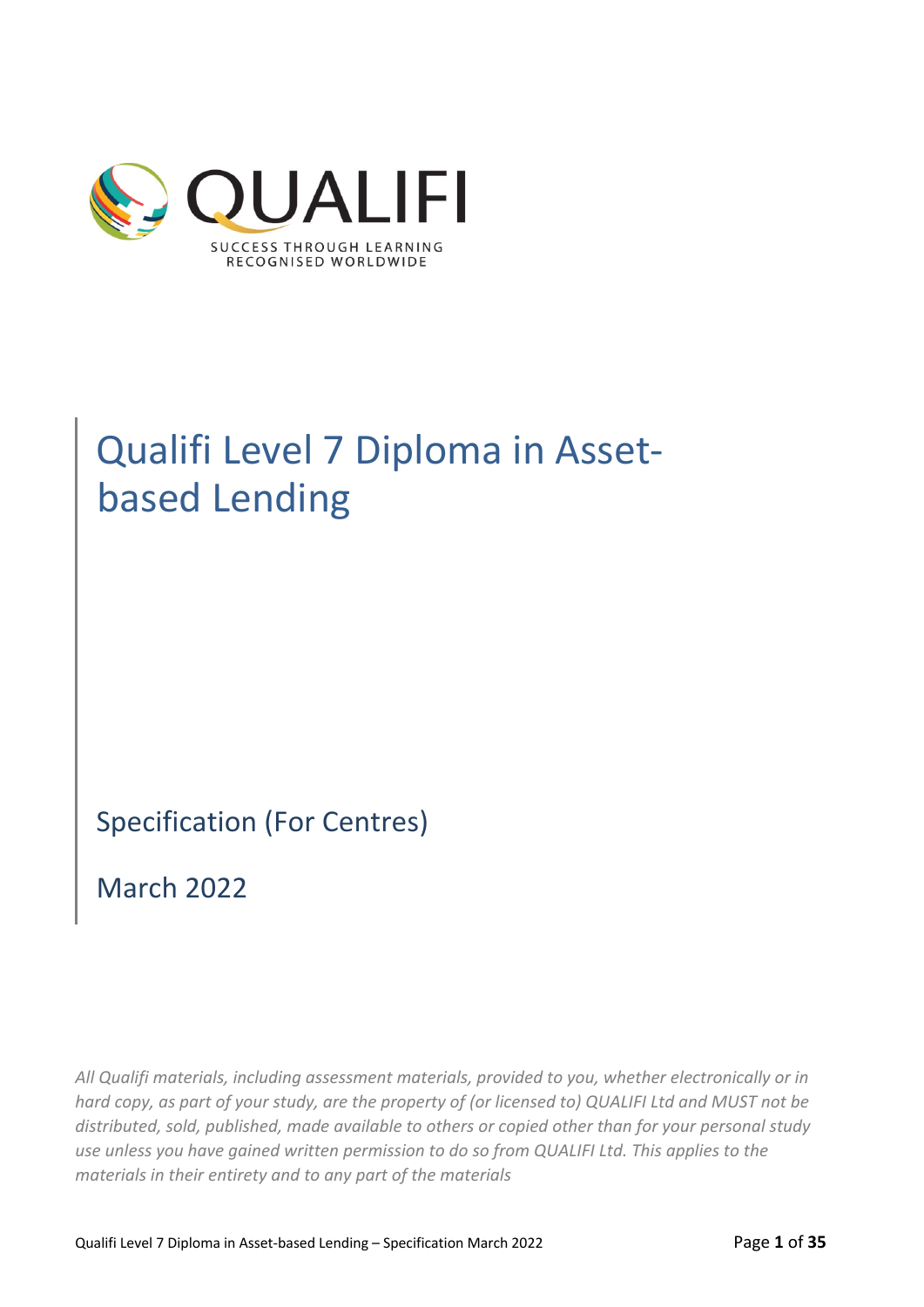QUALIFI

SUCCESS THROUGH LEARNING
RECOGNISED WORLDWIDE

# Qualifi Level 7 Diploma in Asset-based Lending

Specification (For Centres)

March 2022

*All Qualifi materials, including assessment materials, provided to you, whether electronically or in hard copy, as part of your study, are the property of (or licensed to) QUALIFI Ltd and MUST not be distributed, sold, published, made available to others or copied other than for your personal study use unless you have gained written permission to do so from QUALIFI Ltd. This applies to the materials in their entirety and to any part of the materials*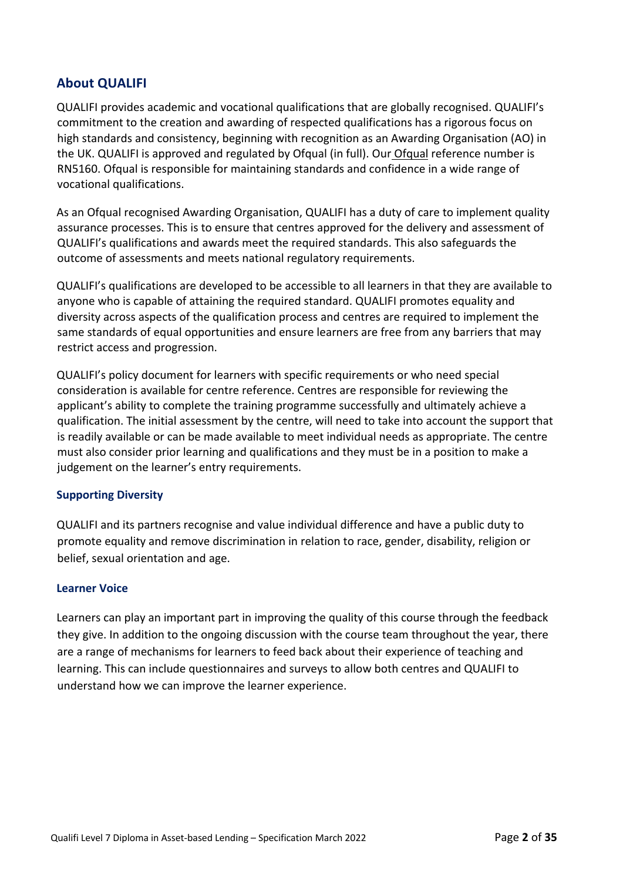## About QUALIFI

QUALIFI provides academic and vocational qualifications that are globally recognised. QUALIFI's commitment to the creation and awarding of respected qualifications has a rigorous focus on high standards and consistency, beginning with recognition as an Awarding Organisation (AO) in the UK. QUALIFI is approved and regulated by Ofqual (in full). Our Ofqual reference number is RN5160. Ofqual is responsible for maintaining standards and confidence in a wide range of vocational qualifications.

As an Ofqual recognised Awarding Organisation, QUALIFI has a duty of care to implement quality assurance processes. This is to ensure that centres approved for the delivery and assessment of QUALIFI's qualifications and awards meet the required standards. This also safeguards the outcome of assessments and meets national regulatory requirements.

QUALIFI's qualifications are developed to be accessible to all learners in that they are available to anyone who is capable of attaining the required standard. QUALIFI promotes equality and diversity across aspects of the qualification process and centres are required to implement the same standards of equal opportunities and ensure learners are free from any barriers that may restrict access and progression.

QUALIFI's policy document for learners with specific requirements or who need special consideration is available for centre reference. Centres are responsible for reviewing the applicant's ability to complete the training programme successfully and ultimately achieve a qualification. The initial assessment by the centre, will need to take into account the support that is readily available or can be made available to meet individual needs as appropriate. The centre must also consider prior learning and qualifications and they must be in a position to make a judgement on the learner's entry requirements.

### Supporting Diversity

QUALIFI and its partners recognise and value individual difference and have a public duty to promote equality and remove discrimination in relation to race, gender, disability, religion or belief, sexual orientation and age.

### Learner Voice

Learners can play an important part in improving the quality of this course through the feedback they give. In addition to the ongoing discussion with the course team throughout the year, there are a range of mechanisms for learners to feed back about their experience of teaching and learning. This can include questionnaires and surveys to allow both centres and QUALIFI to understand how we can improve the learner experience.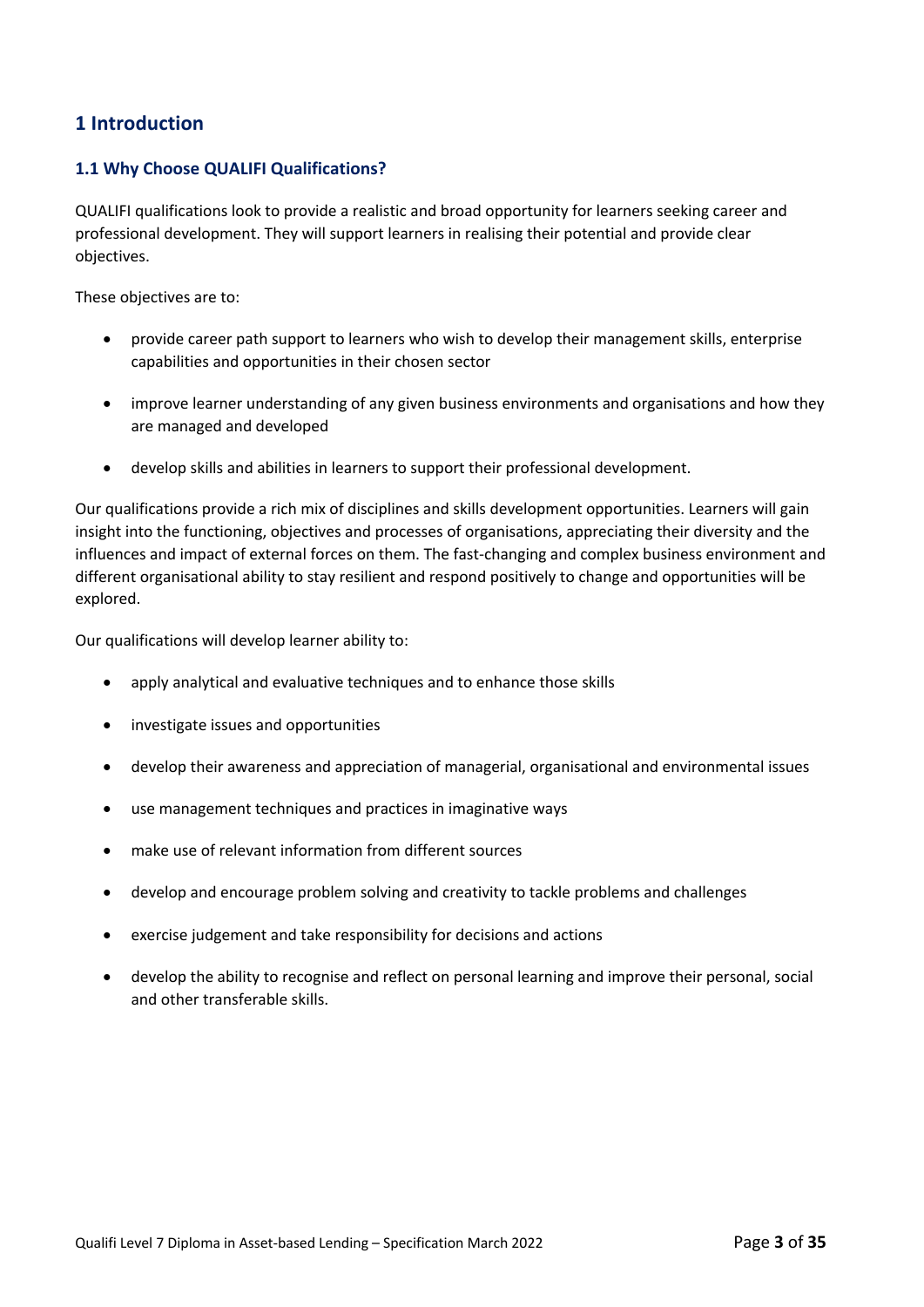# 1 Introduction

## 1.1 Why Choose QUALIFI Qualifications?

QUALIFI qualifications look to provide a realistic and broad opportunity for learners seeking career and professional development. They will support learners in realising their potential and provide clear objectives.

These objectives are to:

- provide career path support to learners who wish to develop their management skills, enterprise capabilities and opportunities in their chosen sector
- improve learner understanding of any given business environments and organisations and how they are managed and developed
- develop skills and abilities in learners to support their professional development.

Our qualifications provide a rich mix of disciplines and skills development opportunities. Learners will gain insight into the functioning, objectives and processes of organisations, appreciating their diversity and the influences and impact of external forces on them. The fast-changing and complex business environment and different organisational ability to stay resilient and respond positively to change and opportunities will be explored.

Our qualifications will develop learner ability to:

- apply analytical and evaluative techniques and to enhance those skills
- investigate issues and opportunities
- develop their awareness and appreciation of managerial, organisational and environmental issues
- use management techniques and practices in imaginative ways
- make use of relevant information from different sources
- develop and encourage problem solving and creativity to tackle problems and challenges
- exercise judgement and take responsibility for decisions and actions
- develop the ability to recognise and reflect on personal learning and improve their personal, social and other transferable skills.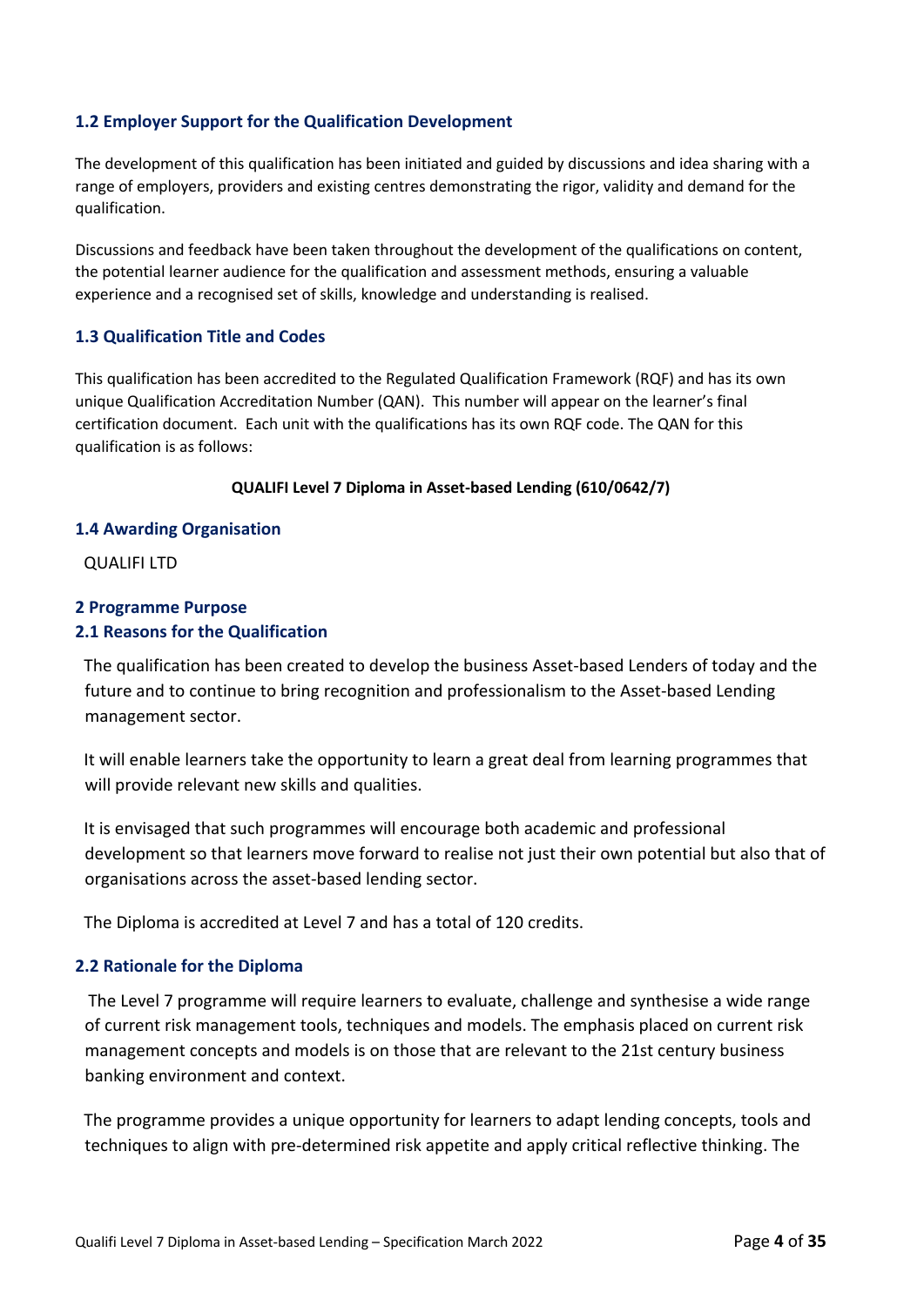### 1.2 Employer Support for the Qualification Development

The development of this qualification has been initiated and guided by discussions and idea sharing with a range of employers, providers and existing centres demonstrating the rigor, validity and demand for the qualification.

Discussions and feedback have been taken throughout the development of the qualifications on content, the potential learner audience for the qualification and assessment methods, ensuring a valuable experience and a recognised set of skills, knowledge and understanding is realised.

### 1.3 Qualification Title and Codes

This qualification has been accredited to the Regulated Qualification Framework (RQF) and has its own unique Qualification Accreditation Number (QAN). This number will appear on the learner's final certification document. Each unit with the qualifications has its own RQF code. The QAN for this qualification is as follows:

**QUALIFI Level 7 Diploma in Asset-based Lending (610/0642/7)**

### 1.4 Awarding Organisation

QUALIFI LTD

## 2 Programme Purpose

### 2.1 Reasons for the Qualification

The qualification has been created to develop the business Asset-based Lenders of today and the future and to continue to bring recognition and professionalism to the Asset-based Lending management sector.

It will enable learners take the opportunity to learn a great deal from learning programmes that will provide relevant new skills and qualities.

It is envisaged that such programmes will encourage both academic and professional development so that learners move forward to realise not just their own potential but also that of organisations across the asset-based lending sector.

The Diploma is accredited at Level 7 and has a total of 120 credits.

### 2.2 Rationale for the Diploma

The Level 7 programme will require learners to evaluate, challenge and synthesise a wide range of current risk management tools, techniques and models. The emphasis placed on current risk management concepts and models is on those that are relevant to the 21st century business banking environment and context.

The programme provides a unique opportunity for learners to adapt lending concepts, tools and techniques to align with pre-determined risk appetite and apply critical reflective thinking. The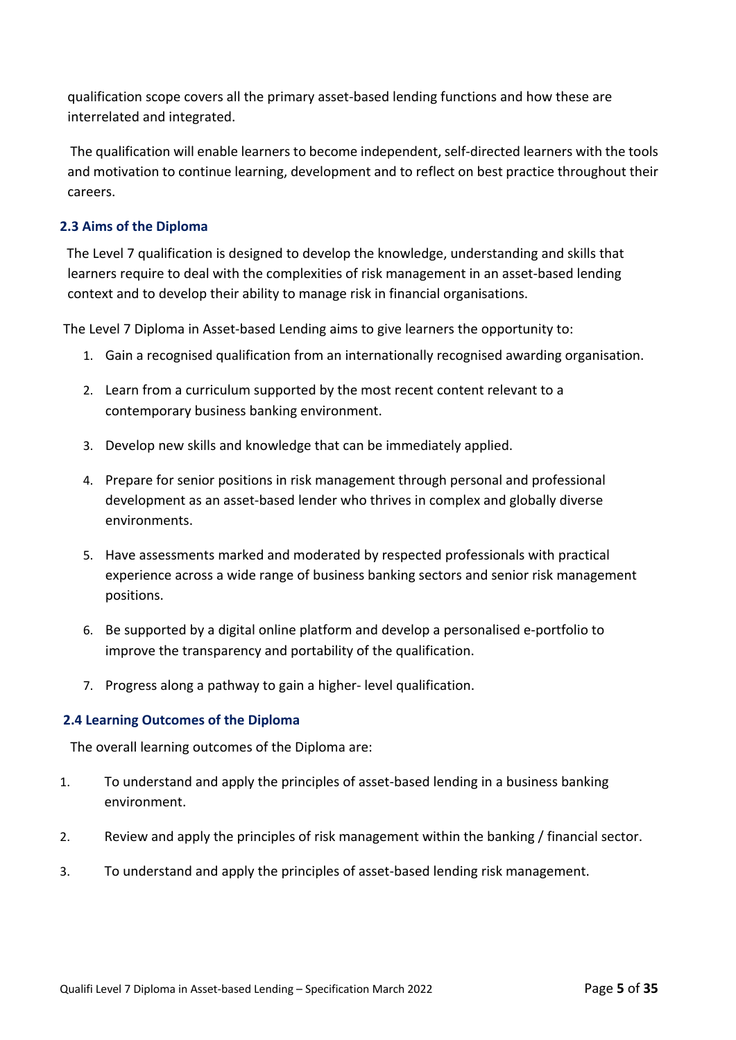qualification scope covers all the primary asset-based lending functions and how these are interrelated and integrated.

The qualification will enable learners to become independent, self-directed learners with the tools and motivation to continue learning, development and to reflect on best practice throughout their careers.

### 2.3 Aims of the Diploma

The Level 7 qualification is designed to develop the knowledge, understanding and skills that learners require to deal with the complexities of risk management in an asset-based lending context and to develop their ability to manage risk in financial organisations.

The Level 7 Diploma in Asset-based Lending aims to give learners the opportunity to:

1. Gain a recognised qualification from an internationally recognised awarding organisation.
2. Learn from a curriculum supported by the most recent content relevant to a contemporary business banking environment.
3. Develop new skills and knowledge that can be immediately applied.
4. Prepare for senior positions in risk management through personal and professional development as an asset-based lender who thrives in complex and globally diverse environments.
5. Have assessments marked and moderated by respected professionals with practical experience across a wide range of business banking sectors and senior risk management positions.
6. Be supported by a digital online platform and develop a personalised e-portfolio to improve the transparency and portability of the qualification.
7. Progress along a pathway to gain a higher- level qualification.

### 2.4 Learning Outcomes of the Diploma

The overall learning outcomes of the Diploma are:

1. To understand and apply the principles of asset-based lending in a business banking environment.
2. Review and apply the principles of risk management within the banking / financial sector.
3. To understand and apply the principles of asset-based lending risk management.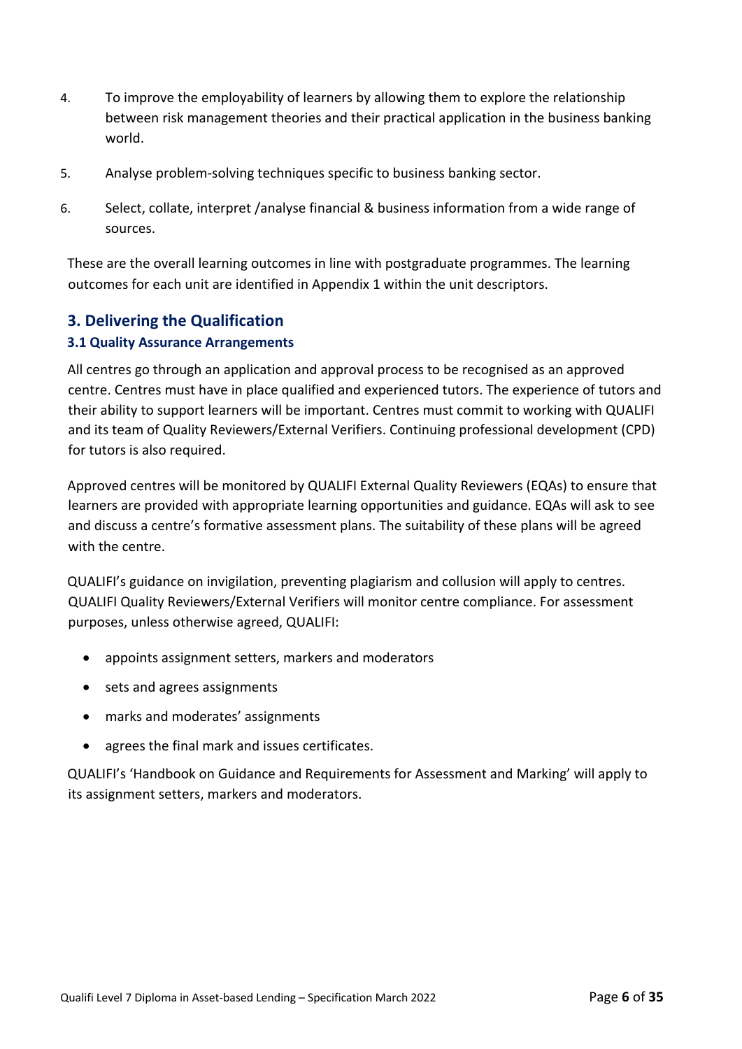4. To improve the employability of learners by allowing them to explore the relationship between risk management theories and their practical application in the business banking world.
5. Analyse problem-solving techniques specific to business banking sector.
6. Select, collate, interpret /analyse financial & business information from a wide range of sources.

These are the overall learning outcomes in line with postgraduate programmes. The learning outcomes for each unit are identified in Appendix 1 within the unit descriptors.

## 3. Delivering the Qualification

### 3.1 Quality Assurance Arrangements

All centres go through an application and approval process to be recognised as an approved centre. Centres must have in place qualified and experienced tutors. The experience of tutors and their ability to support learners will be important. Centres must commit to working with QUALIFI and its team of Quality Reviewers/External Verifiers. Continuing professional development (CPD) for tutors is also required.

Approved centres will be monitored by QUALIFI External Quality Reviewers (EQAs) to ensure that learners are provided with appropriate learning opportunities and guidance. EQAs will ask to see and discuss a centre's formative assessment plans. The suitability of these plans will be agreed with the centre.

QUALIFI's guidance on invigilation, preventing plagiarism and collusion will apply to centres. QUALIFI Quality Reviewers/External Verifiers will monitor centre compliance. For assessment purposes, unless otherwise agreed, QUALIFI:

- appoints assignment setters, markers and moderators
- sets and agrees assignments
- marks and moderates' assignments
- agrees the final mark and issues certificates.

QUALIFI's 'Handbook on Guidance and Requirements for Assessment and Marking' will apply to its assignment setters, markers and moderators.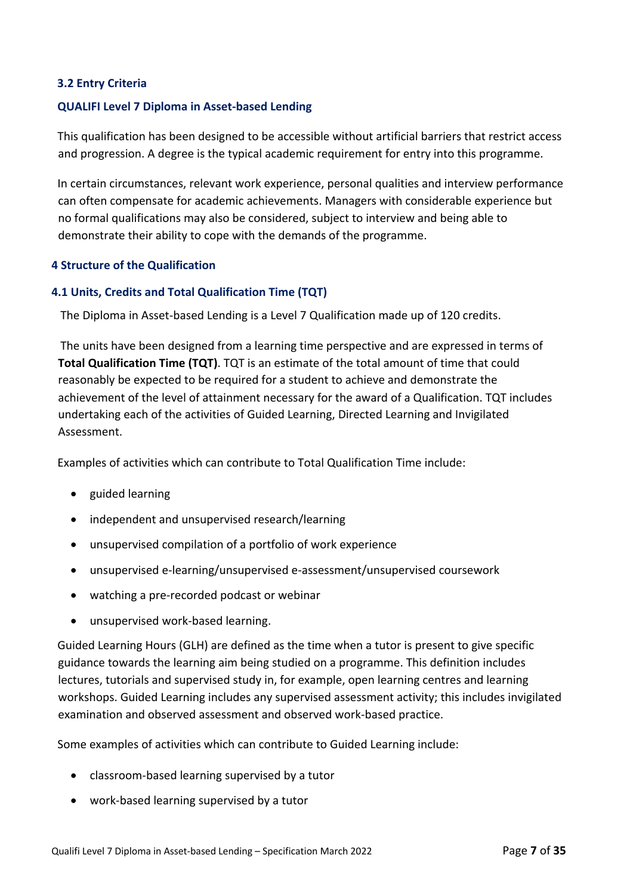### 3.2 Entry Criteria

### QUALIFI Level 7 Diploma in Asset-based Lending

This qualification has been designed to be accessible without artificial barriers that restrict access and progression. A degree is the typical academic requirement for entry into this programme.

In certain circumstances, relevant work experience, personal qualities and interview performance can often compensate for academic achievements. Managers with considerable experience but no formal qualifications may also be considered, subject to interview and being able to demonstrate their ability to cope with the demands of the programme.

## 4 Structure of the Qualification

### 4.1 Units, Credits and Total Qualification Time (TQT)

The Diploma in Asset-based Lending is a Level 7 Qualification made up of 120 credits.

The units have been designed from a learning time perspective and are expressed in terms of **Total Qualification Time (TQT)**. TQT is an estimate of the total amount of time that could reasonably be expected to be required for a student to achieve and demonstrate the achievement of the level of attainment necessary for the award of a Qualification. TQT includes undertaking each of the activities of Guided Learning, Directed Learning and Invigilated Assessment.

Examples of activities which can contribute to Total Qualification Time include:

- guided learning
- independent and unsupervised research/learning
- unsupervised compilation of a portfolio of work experience
- unsupervised e-learning/unsupervised e-assessment/unsupervised coursework
- watching a pre-recorded podcast or webinar
- unsupervised work-based learning.

Guided Learning Hours (GLH) are defined as the time when a tutor is present to give specific guidance towards the learning aim being studied on a programme. This definition includes lectures, tutorials and supervised study in, for example, open learning centres and learning workshops. Guided Learning includes any supervised assessment activity; this includes invigilated examination and observed assessment and observed work-based practice.

Some examples of activities which can contribute to Guided Learning include:

- classroom-based learning supervised by a tutor
- work-based learning supervised by a tutor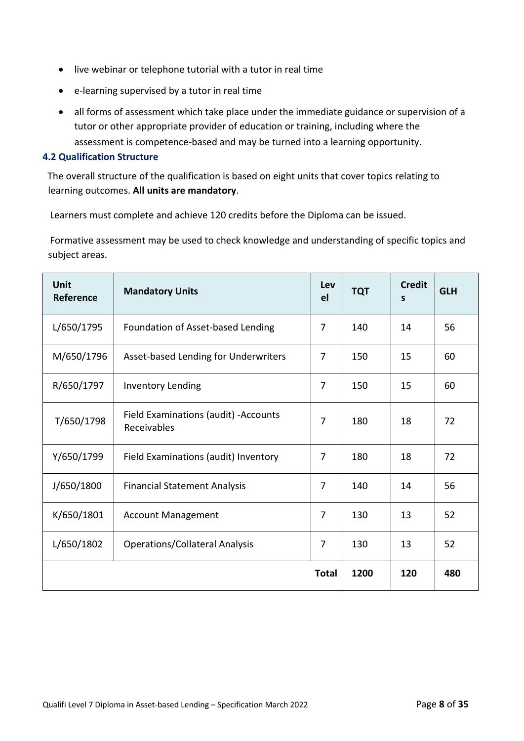- live webinar or telephone tutorial with a tutor in real time
- e-learning supervised by a tutor in real time
- all forms of assessment which take place under the immediate guidance or supervision of a tutor or other appropriate provider of education or training, including where the assessment is competence-based and may be turned into a learning opportunity.

### 4.2 Qualification Structure

The overall structure of the qualification is based on eight units that cover topics relating to learning outcomes. **All units are mandatory**.

Learners must complete and achieve 120 credits before the Diploma can be issued.

Formative assessment may be used to check knowledge and understanding of specific topics and subject areas.

| Unit Reference | Mandatory Units | Level | TQT | Credits | GLH |
|---|---|---|---|---|---|
| L/650/1795 | Foundation of Asset-based Lending | 7 | 140 | 14 | 56 |
| M/650/1796 | Asset-based Lending for Underwriters | 7 | 150 | 15 | 60 |
| R/650/1797 | Inventory Lending | 7 | 150 | 15 | 60 |
| T/650/1798 | Field Examinations (audit) -Accounts Receivables | 7 | 180 | 18 | 72 |
| Y/650/1799 | Field Examinations (audit) Inventory | 7 | 180 | 18 | 72 |
| J/650/1800 | Financial Statement Analysis | 7 | 140 | 14 | 56 |
| K/650/1801 | Account Management | 7 | 130 | 13 | 52 |
| L/650/1802 | Operations/Collateral Analysis | 7 | 130 | 13 | 52 |
| | | **Total** | **1200** | **120** | **480** |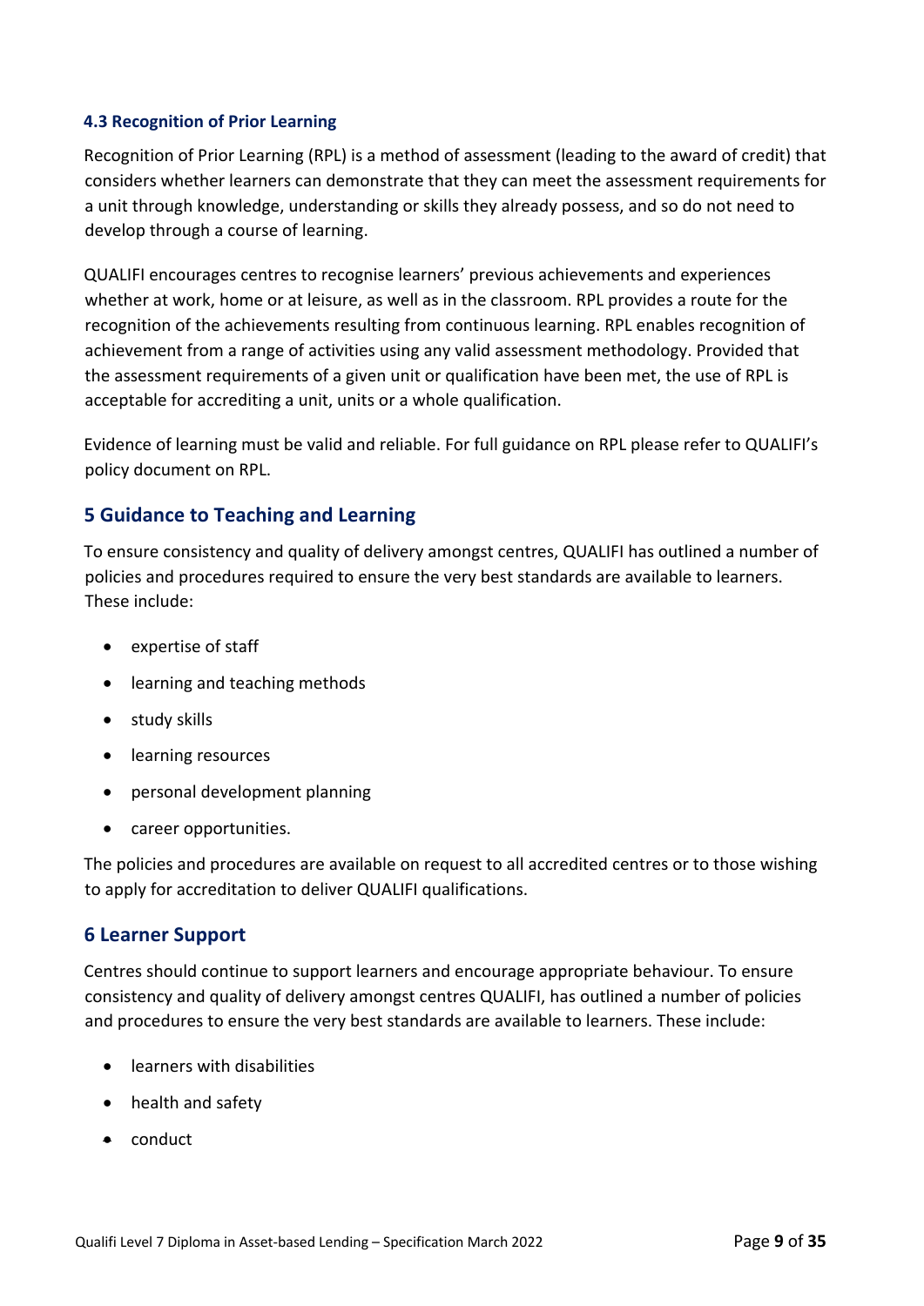### 4.3 Recognition of Prior Learning

Recognition of Prior Learning (RPL) is a method of assessment (leading to the award of credit) that considers whether learners can demonstrate that they can meet the assessment requirements for a unit through knowledge, understanding or skills they already possess, and so do not need to develop through a course of learning.

QUALIFI encourages centres to recognise learners' previous achievements and experiences whether at work, home or at leisure, as well as in the classroom. RPL provides a route for the recognition of the achievements resulting from continuous learning. RPL enables recognition of achievement from a range of activities using any valid assessment methodology. Provided that the assessment requirements of a given unit or qualification have been met, the use of RPL is acceptable for accrediting a unit, units or a whole qualification.

Evidence of learning must be valid and reliable. For full guidance on RPL please refer to QUALIFI's policy document on RPL.

## 5 Guidance to Teaching and Learning

To ensure consistency and quality of delivery amongst centres, QUALIFI has outlined a number of policies and procedures required to ensure the very best standards are available to learners. These include:

- expertise of staff
- learning and teaching methods
- study skills
- learning resources
- personal development planning
- career opportunities.

The policies and procedures are available on request to all accredited centres or to those wishing to apply for accreditation to deliver QUALIFI qualifications.

## 6 Learner Support

Centres should continue to support learners and encourage appropriate behaviour. To ensure consistency and quality of delivery amongst centres QUALIFI, has outlined a number of policies and procedures to ensure the very best standards are available to learners. These include:

- learners with disabilities
- health and safety
- conduct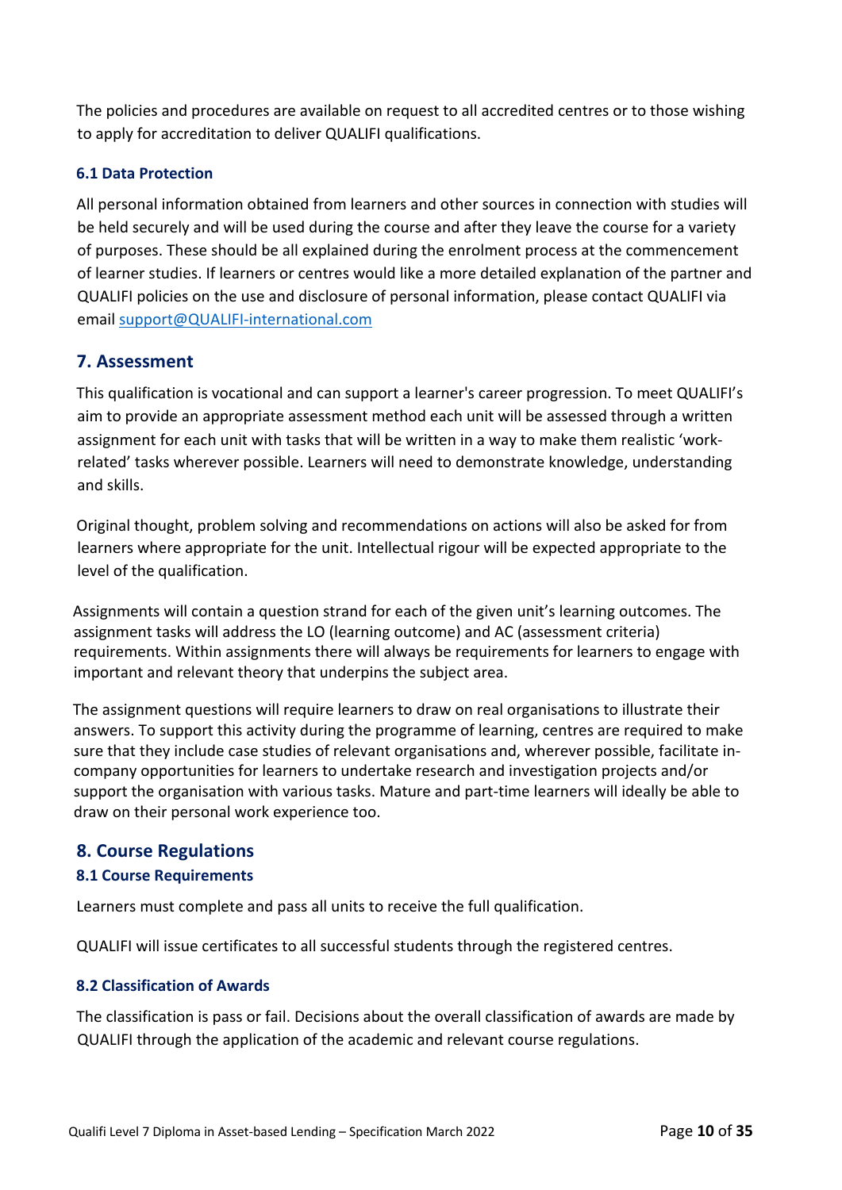The policies and procedures are available on request to all accredited centres or to those wishing to apply for accreditation to deliver QUALIFI qualifications.

### 6.1 Data Protection

All personal information obtained from learners and other sources in connection with studies will be held securely and will be used during the course and after they leave the course for a variety of purposes. These should be all explained during the enrolment process at the commencement of learner studies. If learners or centres would like a more detailed explanation of the partner and QUALIFI policies on the use and disclosure of personal information, please contact QUALIFI via email support@QUALIFI-international.com

## 7. Assessment

This qualification is vocational and can support a learner's career progression. To meet QUALIFI's aim to provide an appropriate assessment method each unit will be assessed through a written assignment for each unit with tasks that will be written in a way to make them realistic 'work-related' tasks wherever possible. Learners will need to demonstrate knowledge, understanding and skills.

Original thought, problem solving and recommendations on actions will also be asked for from learners where appropriate for the unit. Intellectual rigour will be expected appropriate to the level of the qualification.

Assignments will contain a question strand for each of the given unit's learning outcomes. The assignment tasks will address the LO (learning outcome) and AC (assessment criteria) requirements. Within assignments there will always be requirements for learners to engage with important and relevant theory that underpins the subject area.

The assignment questions will require learners to draw on real organisations to illustrate their answers. To support this activity during the programme of learning, centres are required to make sure that they include case studies of relevant organisations and, wherever possible, facilitate in-company opportunities for learners to undertake research and investigation projects and/or support the organisation with various tasks. Mature and part-time learners will ideally be able to draw on their personal work experience too.

## 8. Course Regulations

### 8.1 Course Requirements

Learners must complete and pass all units to receive the full qualification.

QUALIFI will issue certificates to all successful students through the registered centres.

### 8.2 Classification of Awards

The classification is pass or fail. Decisions about the overall classification of awards are made by QUALIFI through the application of the academic and relevant course regulations.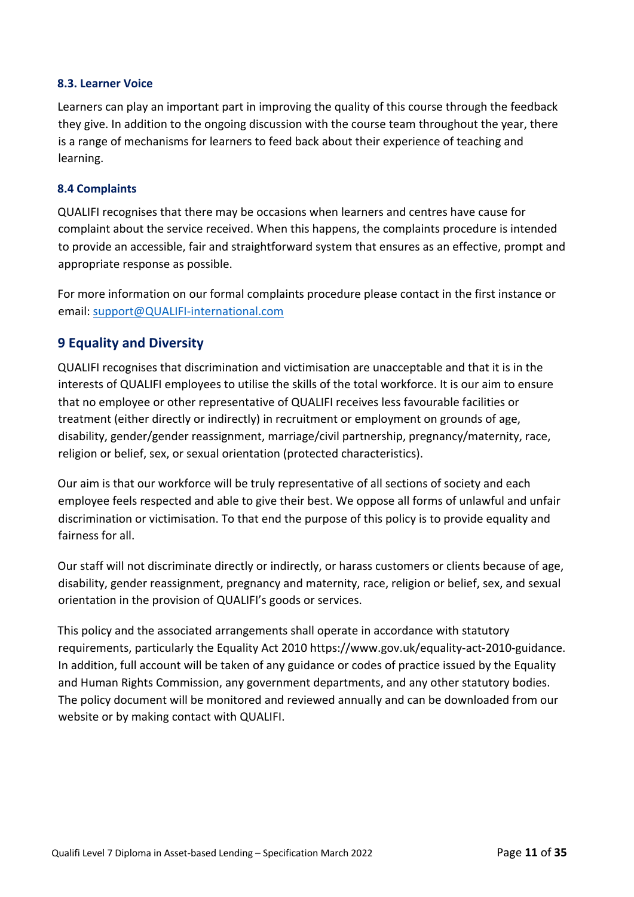### 8.3. Learner Voice

Learners can play an important part in improving the quality of this course through the feedback they give. In addition to the ongoing discussion with the course team throughout the year, there is a range of mechanisms for learners to feed back about their experience of teaching and learning.

### 8.4 Complaints

QUALIFI recognises that there may be occasions when learners and centres have cause for complaint about the service received. When this happens, the complaints procedure is intended to provide an accessible, fair and straightforward system that ensures as an effective, prompt and appropriate response as possible.

For more information on our formal complaints procedure please contact in the first instance or email: support@QUALIFI-international.com

## 9 Equality and Diversity

QUALIFI recognises that discrimination and victimisation are unacceptable and that it is in the interests of QUALIFI employees to utilise the skills of the total workforce. It is our aim to ensure that no employee or other representative of QUALIFI receives less favourable facilities or treatment (either directly or indirectly) in recruitment or employment on grounds of age, disability, gender/gender reassignment, marriage/civil partnership, pregnancy/maternity, race, religion or belief, sex, or sexual orientation (protected characteristics).

Our aim is that our workforce will be truly representative of all sections of society and each employee feels respected and able to give their best. We oppose all forms of unlawful and unfair discrimination or victimisation. To that end the purpose of this policy is to provide equality and fairness for all.

Our staff will not discriminate directly or indirectly, or harass customers or clients because of age, disability, gender reassignment, pregnancy and maternity, race, religion or belief, sex, and sexual orientation in the provision of QUALIFI's goods or services.

This policy and the associated arrangements shall operate in accordance with statutory requirements, particularly the Equality Act 2010 https://www.gov.uk/equality-act-2010-guidance. In addition, full account will be taken of any guidance or codes of practice issued by the Equality and Human Rights Commission, any government departments, and any other statutory bodies. The policy document will be monitored and reviewed annually and can be downloaded from our website or by making contact with QUALIFI.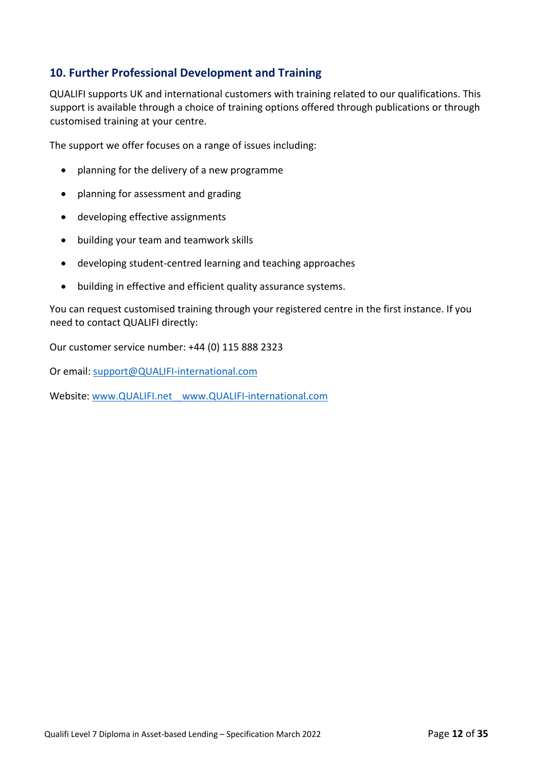## 10. Further Professional Development and Training

QUALIFI supports UK and international customers with training related to our qualifications. This support is available through a choice of training options offered through publications or through customised training at your centre.

The support we offer focuses on a range of issues including:

- planning for the delivery of a new programme
- planning for assessment and grading
- developing effective assignments
- building your team and teamwork skills
- developing student-centred learning and teaching approaches
- building in effective and efficient quality assurance systems.

You can request customised training through your registered centre in the first instance. If you need to contact QUALIFI directly:

Our customer service number: +44 (0) 115 888 2323

Or email: support@QUALIFI-international.com

Website: www.QUALIFI.net  www.QUALIFI-international.com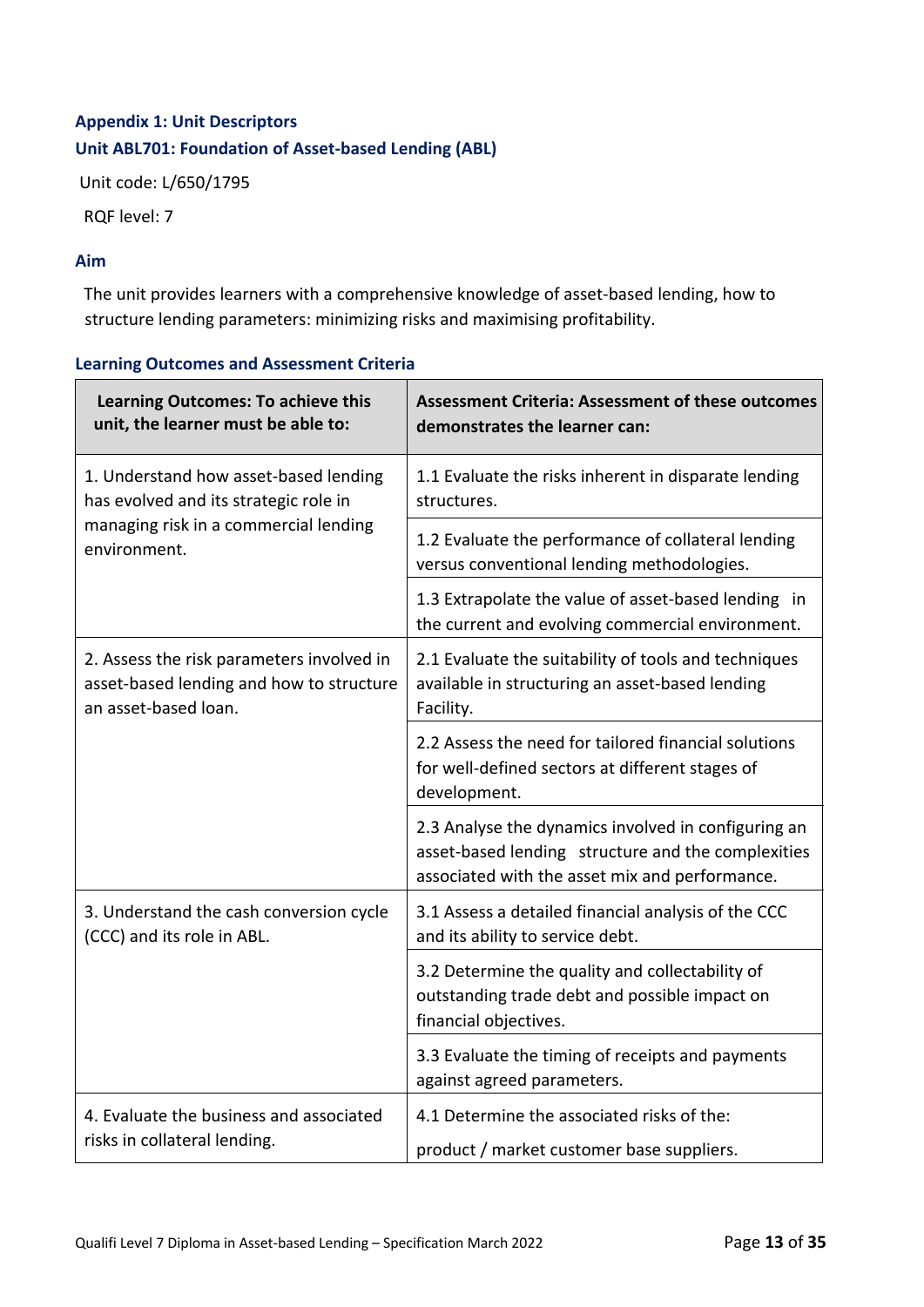## Appendix 1: Unit Descriptors

## Unit ABL701: Foundation of Asset-based Lending (ABL)

Unit code: L/650/1795

RQF level: 7

### Aim

The unit provides learners with a comprehensive knowledge of asset-based lending, how to structure lending parameters: minimizing risks and maximising profitability.

### Learning Outcomes and Assessment Criteria

| Learning Outcomes: To achieve this unit, the learner must be able to: | Assessment Criteria: Assessment of these outcomes demonstrates the learner can: |
|---|---|
| 1. Understand how asset-based lending has evolved and its strategic role in managing risk in a commercial lending environment. | 1.1 Evaluate the risks inherent in disparate lending structures. |
| | 1.2 Evaluate the performance of collateral lending versus conventional lending methodologies. |
| | 1.3 Extrapolate the value of asset-based lending in the current and evolving commercial environment. |
| 2. Assess the risk parameters involved in asset-based lending and how to structure an asset-based loan. | 2.1 Evaluate the suitability of tools and techniques available in structuring an asset-based lending Facility. |
| | 2.2 Assess the need for tailored financial solutions for well-defined sectors at different stages of development. |
| | 2.3 Analyse the dynamics involved in configuring an asset-based lending structure and the complexities associated with the asset mix and performance. |
| 3. Understand the cash conversion cycle (CCC) and its role in ABL. | 3.1 Assess a detailed financial analysis of the CCC and its ability to service debt. |
| | 3.2 Determine the quality and collectability of outstanding trade debt and possible impact on financial objectives. |
| | 3.3 Evaluate the timing of receipts and payments against agreed parameters. |
| 4. Evaluate the business and associated risks in collateral lending. | 4.1 Determine the associated risks of the:<br><br>product / market customer base suppliers. |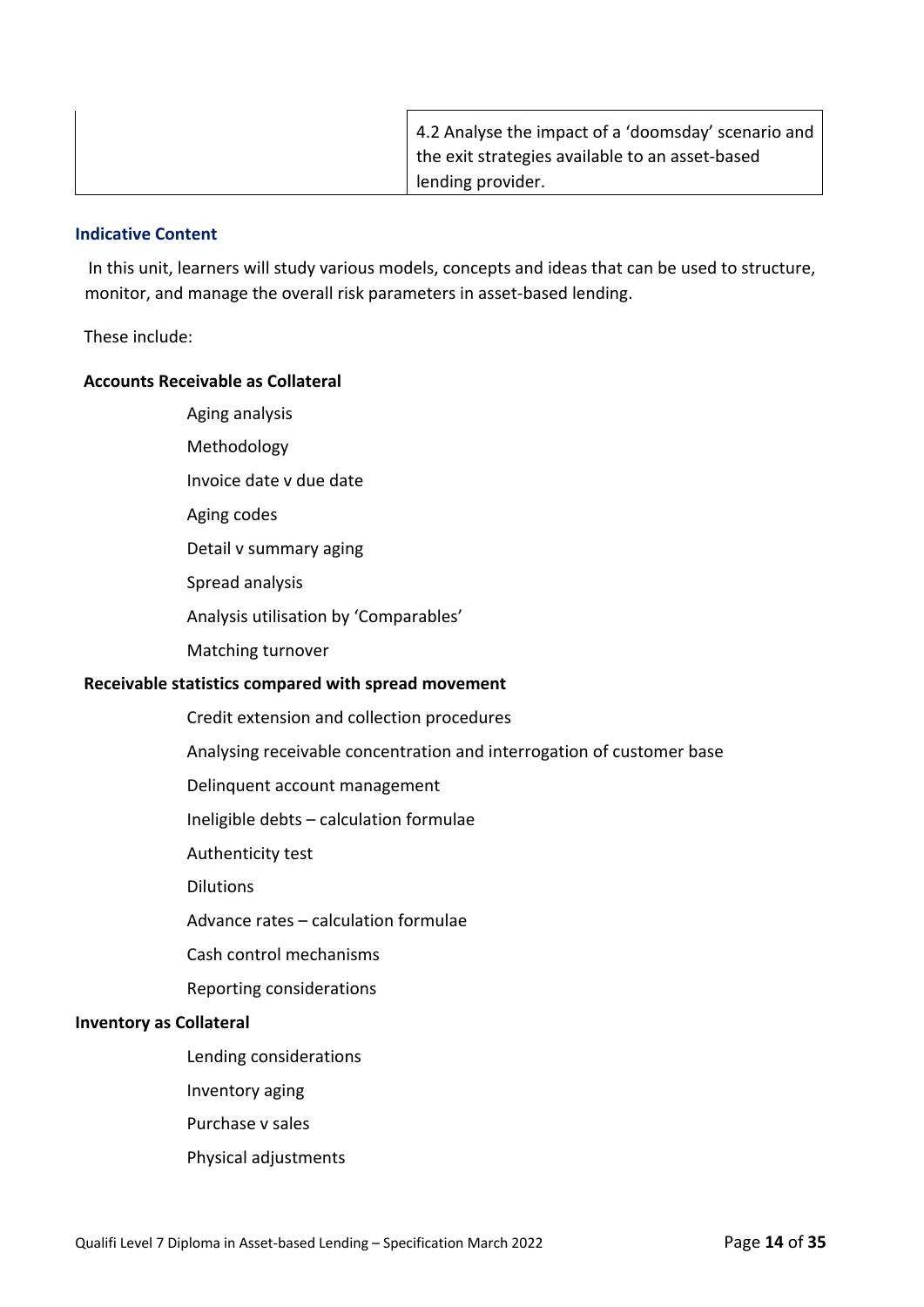| | |
|---|---|
| | 4.2 Analyse the impact of a 'doomsday' scenario and the exit strategies available to an asset-based lending provider. |

### Indicative Content

In this unit, learners will study various models, concepts and ideas that can be used to structure, monitor, and manage the overall risk parameters in asset-based lending.

These include:

**Accounts Receivable as Collateral**

- Aging analysis
- Methodology
- Invoice date v due date
- Aging codes
- Detail v summary aging
- Spread analysis
- Analysis utilisation by 'Comparables'
- Matching turnover

**Receivable statistics compared with spread movement**

- Credit extension and collection procedures
- Analysing receivable concentration and interrogation of customer base
- Delinquent account management
- Ineligible debts – calculation formulae
- Authenticity test
- Dilutions
- Advance rates – calculation formulae
- Cash control mechanisms
- Reporting considerations

**Inventory as Collateral**

- Lending considerations
- Inventory aging
- Purchase v sales
- Physical adjustments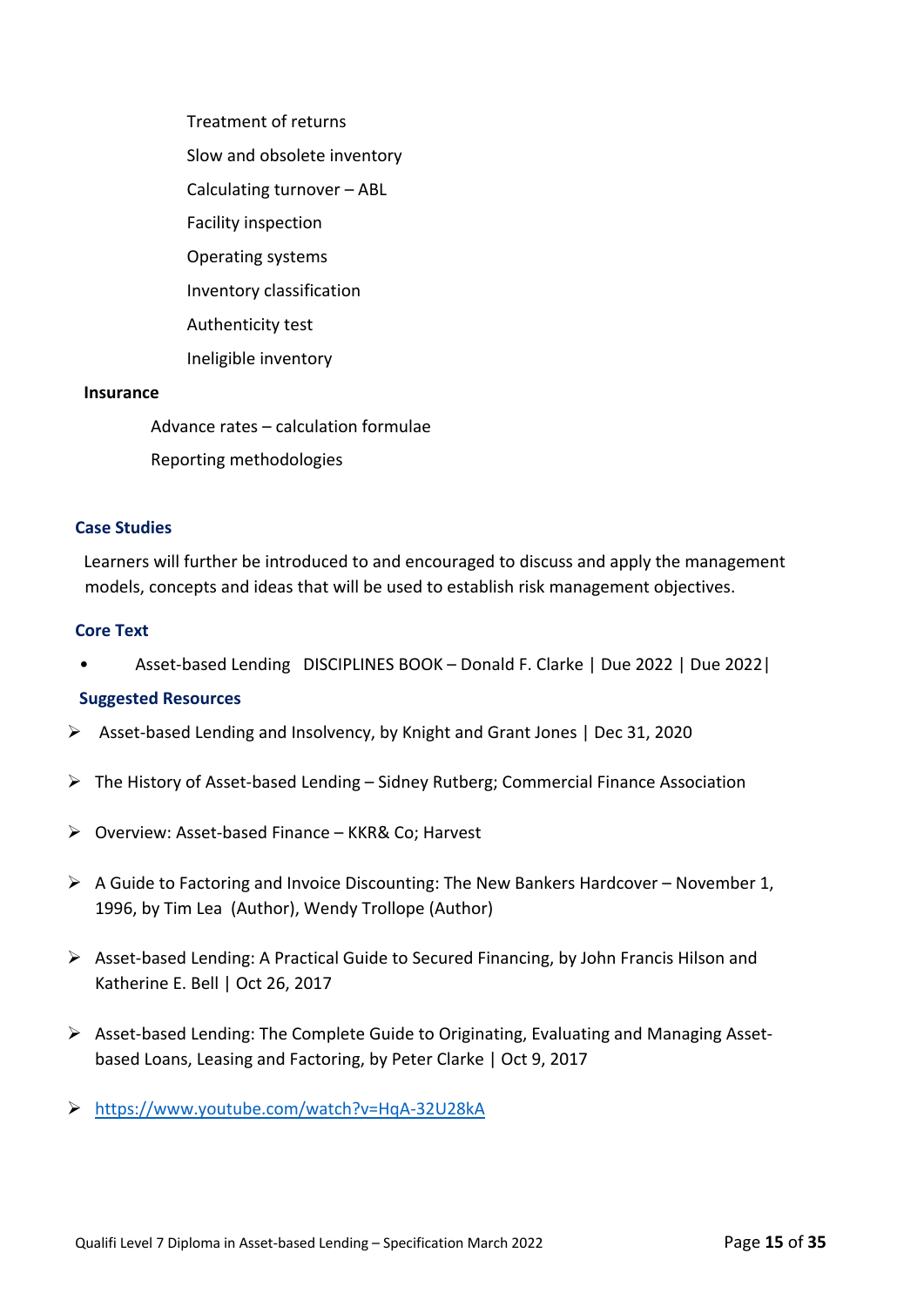Treatment of returns

Slow and obsolete inventory

Calculating turnover – ABL

Facility inspection

Operating systems

Inventory classification

Authenticity test

Ineligible inventory

**Insurance**

Advance rates – calculation formulae

Reporting methodologies

## Case Studies

Learners will further be introduced to and encouraged to discuss and apply the management models, concepts and ideas that will be used to establish risk management objectives.

## Core Text

- Asset-based Lending DISCIPLINES BOOK – Donald F. Clarke | Due 2022 | Due 2022|

## Suggested Resources

- Asset-based Lending and Insolvency, by Knight and Grant Jones | Dec 31, 2020
- The History of Asset-based Lending – Sidney Rutberg; Commercial Finance Association
- Overview: Asset-based Finance – KKR& Co; Harvest
- A Guide to Factoring and Invoice Discounting: The New Bankers Hardcover – November 1, 1996, by Tim Lea (Author), Wendy Trollope (Author)
- Asset-based Lending: A Practical Guide to Secured Financing, by John Francis Hilson and Katherine E. Bell | Oct 26, 2017
- Asset-based Lending: The Complete Guide to Originating, Evaluating and Managing Asset-based Loans, Leasing and Factoring, by Peter Clarke | Oct 9, 2017
- https://www.youtube.com/watch?v=HqA-32U28kA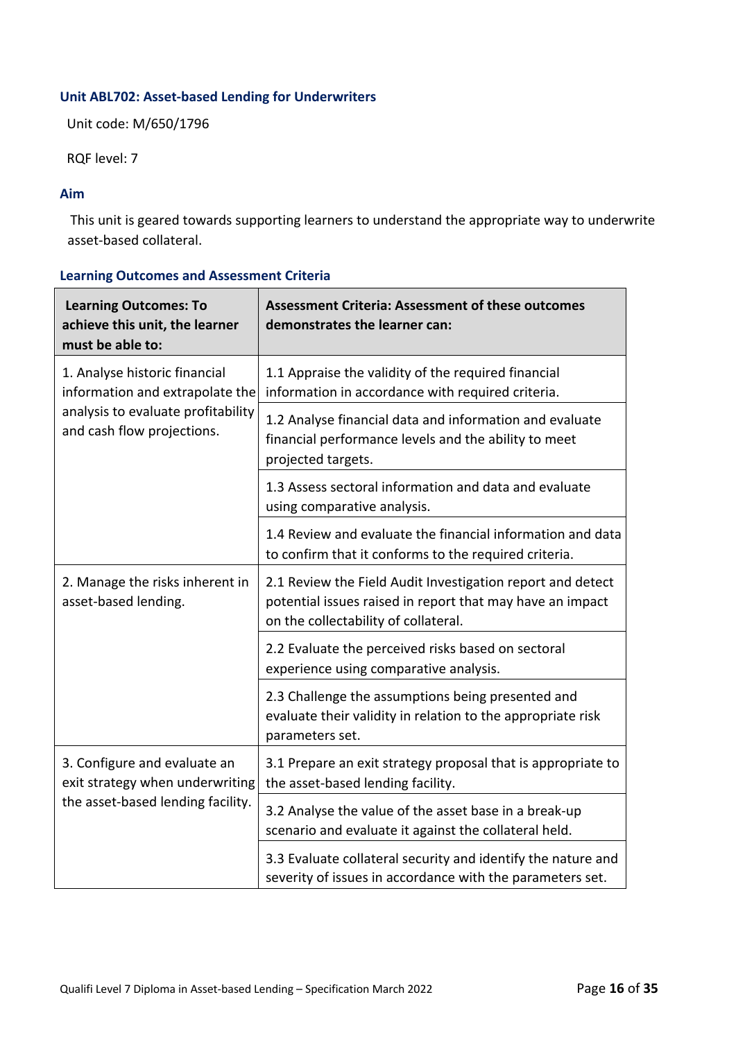### Unit ABL702: Asset-based Lending for Underwriters

Unit code: M/650/1796

RQF level: 7

### Aim

This unit is geared towards supporting learners to understand the appropriate way to underwrite asset-based collateral.

### Learning Outcomes and Assessment Criteria

| Learning Outcomes: To achieve this unit, the learner must be able to: | Assessment Criteria: Assessment of these outcomes demonstrates the learner can: |
|---|---|
| 1. Analyse historic financial information and extrapolate the analysis to evaluate profitability and cash flow projections. | 1.1 Appraise the validity of the required financial information in accordance with required criteria. |
| | 1.2 Analyse financial data and information and evaluate financial performance levels and the ability to meet projected targets. |
| | 1.3 Assess sectoral information and data and evaluate using comparative analysis. |
| | 1.4 Review and evaluate the financial information and data to confirm that it conforms to the required criteria. |
| 2. Manage the risks inherent in asset-based lending. | 2.1 Review the Field Audit Investigation report and detect potential issues raised in report that may have an impact on the collectability of collateral. |
| | 2.2 Evaluate the perceived risks based on sectoral experience using comparative analysis. |
| | 2.3 Challenge the assumptions being presented and evaluate their validity in relation to the appropriate risk parameters set. |
| 3. Configure and evaluate an exit strategy when underwriting the asset-based lending facility. | 3.1 Prepare an exit strategy proposal that is appropriate to the asset-based lending facility. |
| | 3.2 Analyse the value of the asset base in a break-up scenario and evaluate it against the collateral held. |
| | 3.3 Evaluate collateral security and identify the nature and severity of issues in accordance with the parameters set. |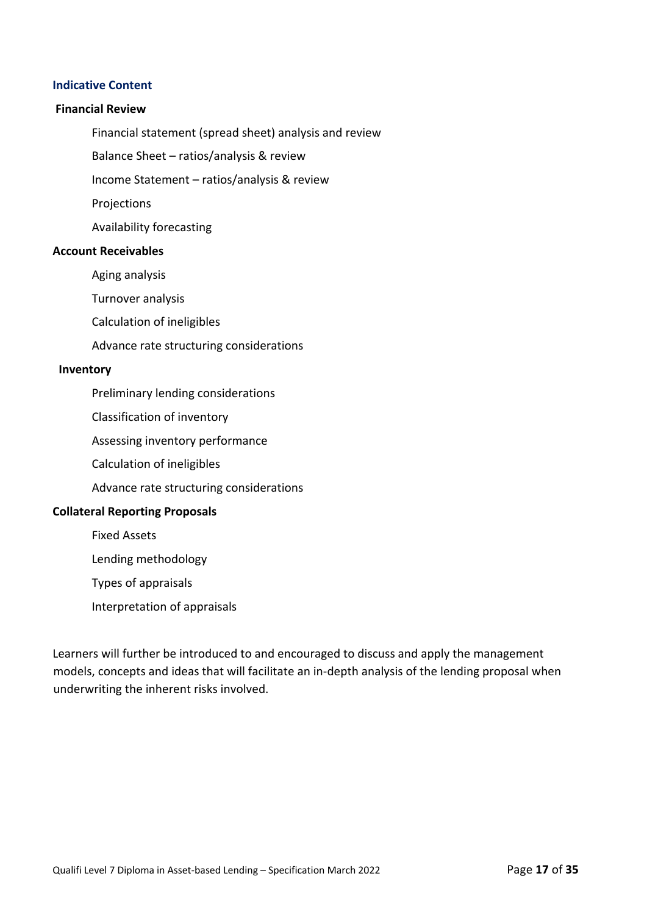### Indicative Content

**Financial Review**

- Financial statement (spread sheet) analysis and review
- Balance Sheet – ratios/analysis & review
- Income Statement – ratios/analysis & review
- Projections
- Availability forecasting

**Account Receivables**

- Aging analysis
- Turnover analysis
- Calculation of ineligibles
- Advance rate structuring considerations

**Inventory**

- Preliminary lending considerations
- Classification of inventory
- Assessing inventory performance
- Calculation of ineligibles
- Advance rate structuring considerations

**Collateral Reporting Proposals**

- Fixed Assets
- Lending methodology
- Types of appraisals
- Interpretation of appraisals

Learners will further be introduced to and encouraged to discuss and apply the management models, concepts and ideas that will facilitate an in-depth analysis of the lending proposal when underwriting the inherent risks involved.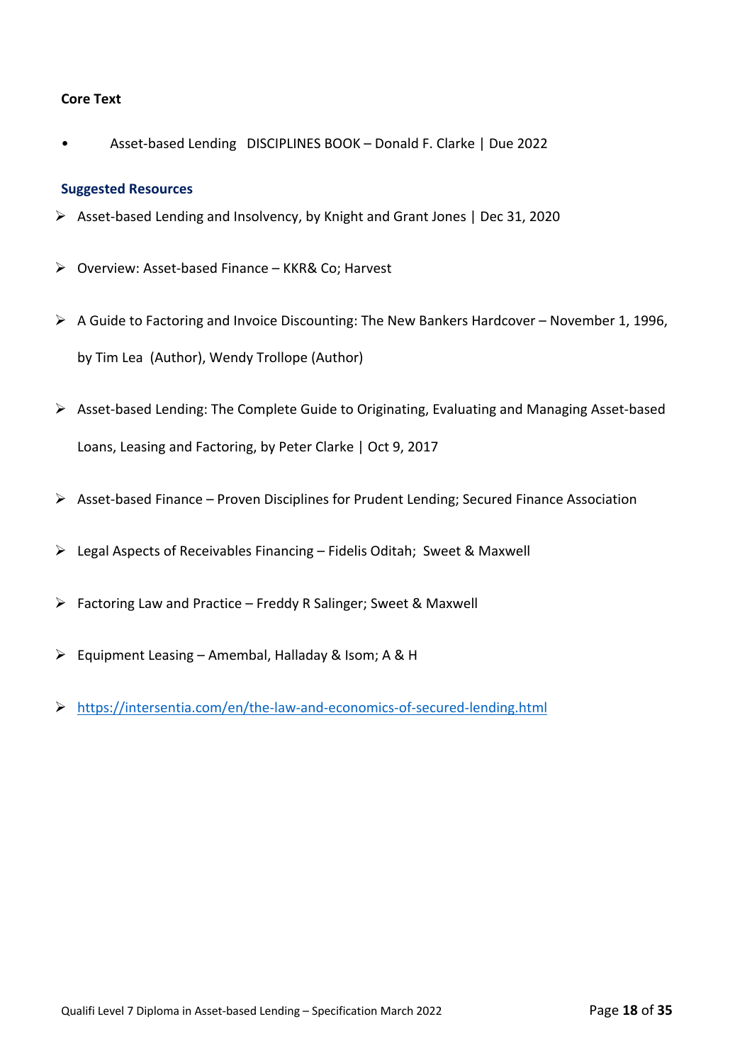**Core Text**

- Asset-based Lending DISCIPLINES BOOK – Donald F. Clarke | Due 2022

**Suggested Resources**

- Asset-based Lending and Insolvency, by Knight and Grant Jones | Dec 31, 2020
- Overview: Asset-based Finance – KKR& Co; Harvest
- A Guide to Factoring and Invoice Discounting: The New Bankers Hardcover – November 1, 1996, by Tim Lea (Author), Wendy Trollope (Author)
- Asset-based Lending: The Complete Guide to Originating, Evaluating and Managing Asset-based Loans, Leasing and Factoring, by Peter Clarke | Oct 9, 2017
- Asset-based Finance – Proven Disciplines for Prudent Lending; Secured Finance Association
- Legal Aspects of Receivables Financing – Fidelis Oditah; Sweet & Maxwell
- Factoring Law and Practice – Freddy R Salinger; Sweet & Maxwell
- Equipment Leasing – Amembal, Halladay & Isom; A & H
- https://intersentia.com/en/the-law-and-economics-of-secured-lending.html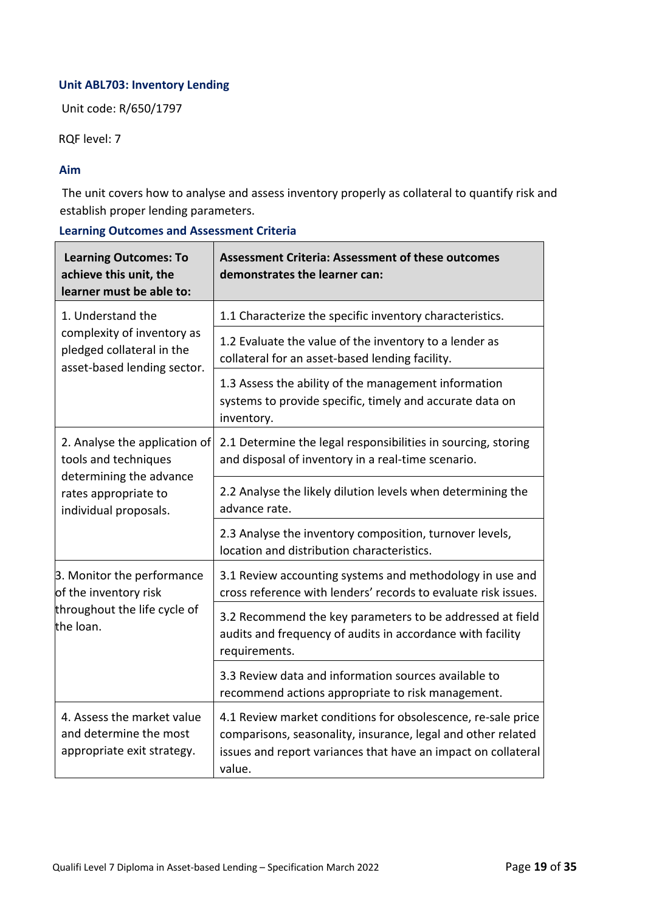### Unit ABL703: Inventory Lending

Unit code: R/650/1797

RQF level: 7

#### Aim

The unit covers how to analyse and assess inventory properly as collateral to quantify risk and establish proper lending parameters.

#### Learning Outcomes and Assessment Criteria

| Learning Outcomes: To achieve this unit, the learner must be able to: | Assessment Criteria: Assessment of these outcomes demonstrates the learner can: |
|---|---|
| 1. Understand the complexity of inventory as pledged collateral in the asset-based lending sector. | 1.1 Characterize the specific inventory characteristics. |
| | 1.2 Evaluate the value of the inventory to a lender as collateral for an asset-based lending facility. |
| | 1.3 Assess the ability of the management information systems to provide specific, timely and accurate data on inventory. |
| 2. Analyse the application of tools and techniques determining the advance rates appropriate to individual proposals. | 2.1 Determine the legal responsibilities in sourcing, storing and disposal of inventory in a real-time scenario. |
| | 2.2 Analyse the likely dilution levels when determining the advance rate. |
| | 2.3 Analyse the inventory composition, turnover levels, location and distribution characteristics. |
| 3. Monitor the performance of the inventory risk throughout the life cycle of the loan. | 3.1 Review accounting systems and methodology in use and cross reference with lenders' records to evaluate risk issues. |
| | 3.2 Recommend the key parameters to be addressed at field audits and frequency of audits in accordance with facility requirements. |
| | 3.3 Review data and information sources available to recommend actions appropriate to risk management. |
| 4. Assess the market value and determine the most appropriate exit strategy. | 4.1 Review market conditions for obsolescence, re-sale price comparisons, seasonality, insurance, legal and other related issues and report variances that have an impact on collateral value. |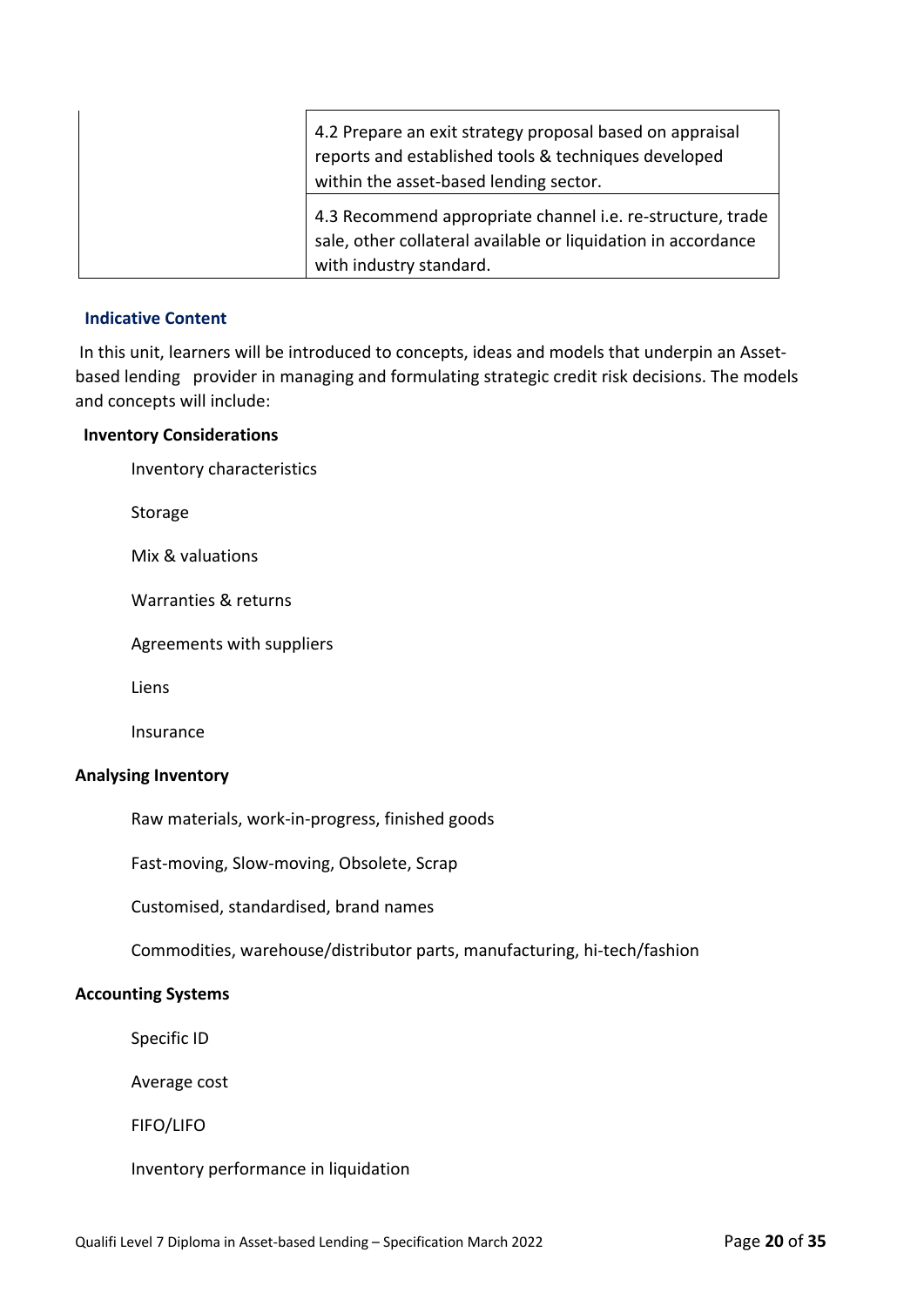|  |  |
|---|---|
|  | 4.2 Prepare an exit strategy proposal based on appraisal reports and established tools & techniques developed within the asset-based lending sector. |
|  | 4.3 Recommend appropriate channel i.e. re-structure, trade sale, other collateral available or liquidation in accordance with industry standard. |

### Indicative Content

In this unit, learners will be introduced to concepts, ideas and models that underpin an Asset-based lending provider in managing and formulating strategic credit risk decisions. The models and concepts will include:

**Inventory Considerations**

- Inventory characteristics
- Storage
- Mix & valuations
- Warranties & returns
- Agreements with suppliers
- Liens
- Insurance

**Analysing Inventory**

- Raw materials, work-in-progress, finished goods
- Fast-moving, Slow-moving, Obsolete, Scrap
- Customised, standardised, brand names
- Commodities, warehouse/distributor parts, manufacturing, hi-tech/fashion

**Accounting Systems**

- Specific ID
- Average cost
- FIFO/LIFO
- Inventory performance in liquidation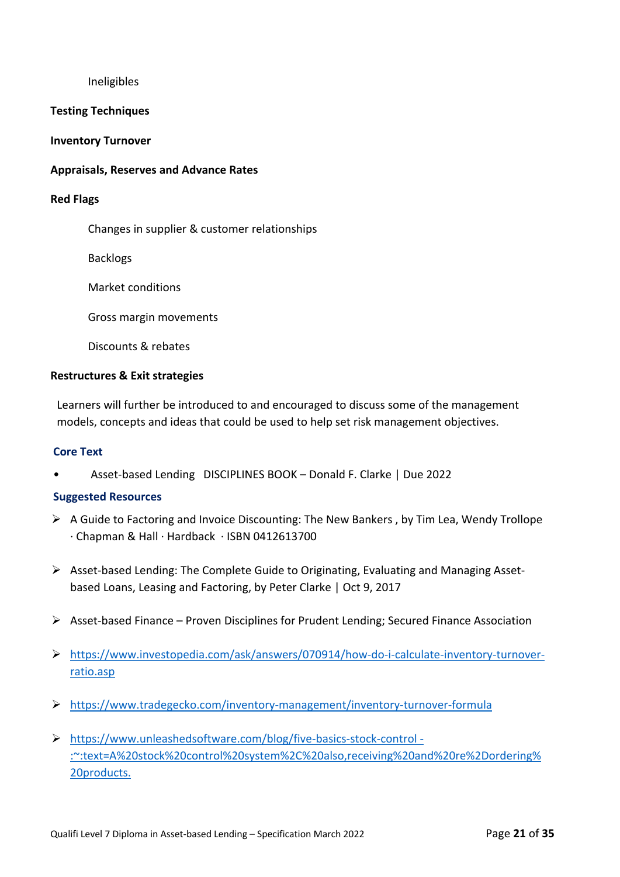Ineligibles

**Testing Techniques**

**Inventory Turnover**

**Appraisals, Reserves and Advance Rates**

**Red Flags**

Changes in supplier & customer relationships

Backlogs

Market conditions

Gross margin movements

Discounts & rebates

**Restructures & Exit strategies**

Learners will further be introduced to and encouraged to discuss some of the management models, concepts and ideas that could be used to help set risk management objectives.

**Core Text**

- Asset-based Lending DISCIPLINES BOOK – Donald F. Clarke | Due 2022

**Suggested Resources**

- A Guide to Factoring and Invoice Discounting: The New Bankers , by Tim Lea, Wendy Trollope · Chapman & Hall · Hardback · ISBN 0412613700
- Asset-based Lending: The Complete Guide to Originating, Evaluating and Managing Asset-based Loans, Leasing and Factoring, by Peter Clarke | Oct 9, 2017
- Asset-based Finance – Proven Disciplines for Prudent Lending; Secured Finance Association
- https://www.investopedia.com/ask/answers/070914/how-do-i-calculate-inventory-turnover-ratio.asp
- https://www.tradegecko.com/inventory-management/inventory-turnover-formula
- https://www.unleashedsoftware.com/blog/five-basics-stock-control -:~:text=A%20stock%20control%20system%2C%20also,receiving%20and%20re%2Dordering%20products.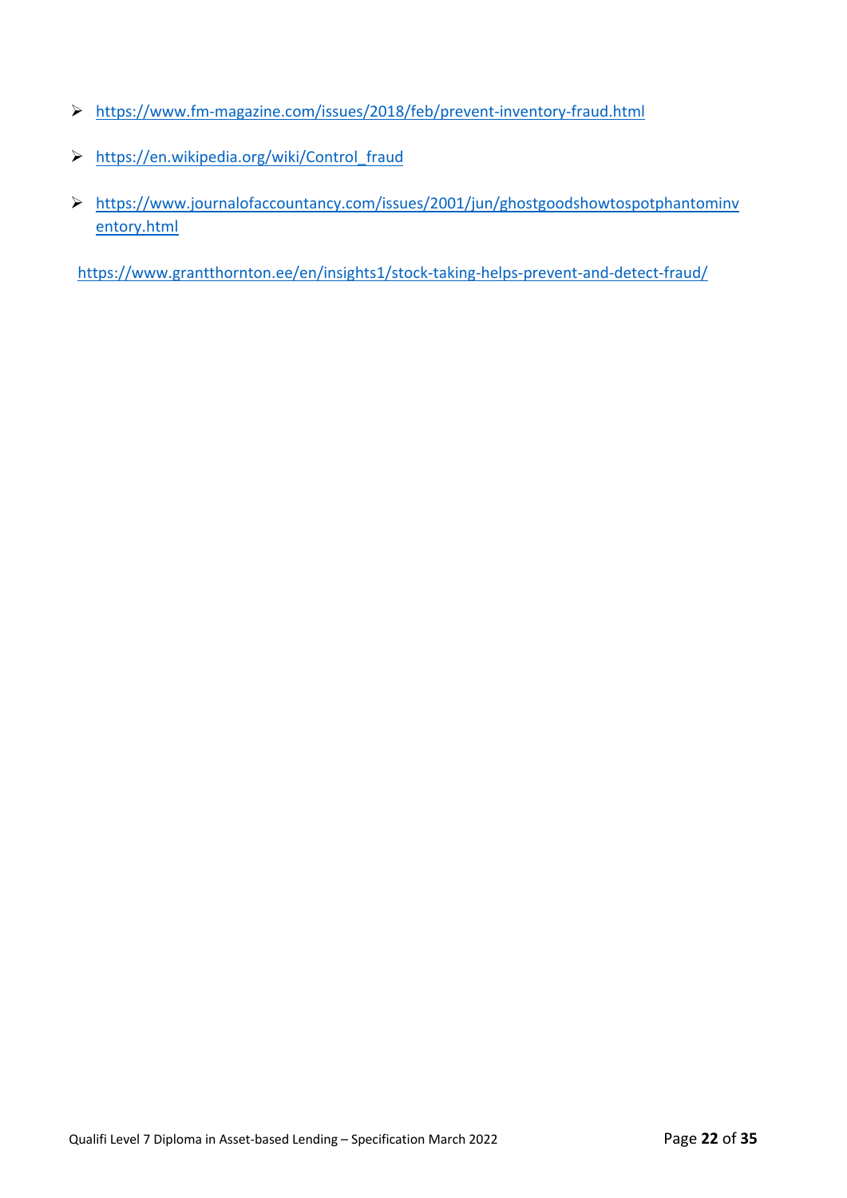- https://www.fm-magazine.com/issues/2018/feb/prevent-inventory-fraud.html
- https://en.wikipedia.org/wiki/Control_fraud
- https://www.journalofaccountancy.com/issues/2001/jun/ghostgoodshowtospotphantominventory.html

https://www.grantthornton.ee/en/insights1/stock-taking-helps-prevent-and-detect-fraud/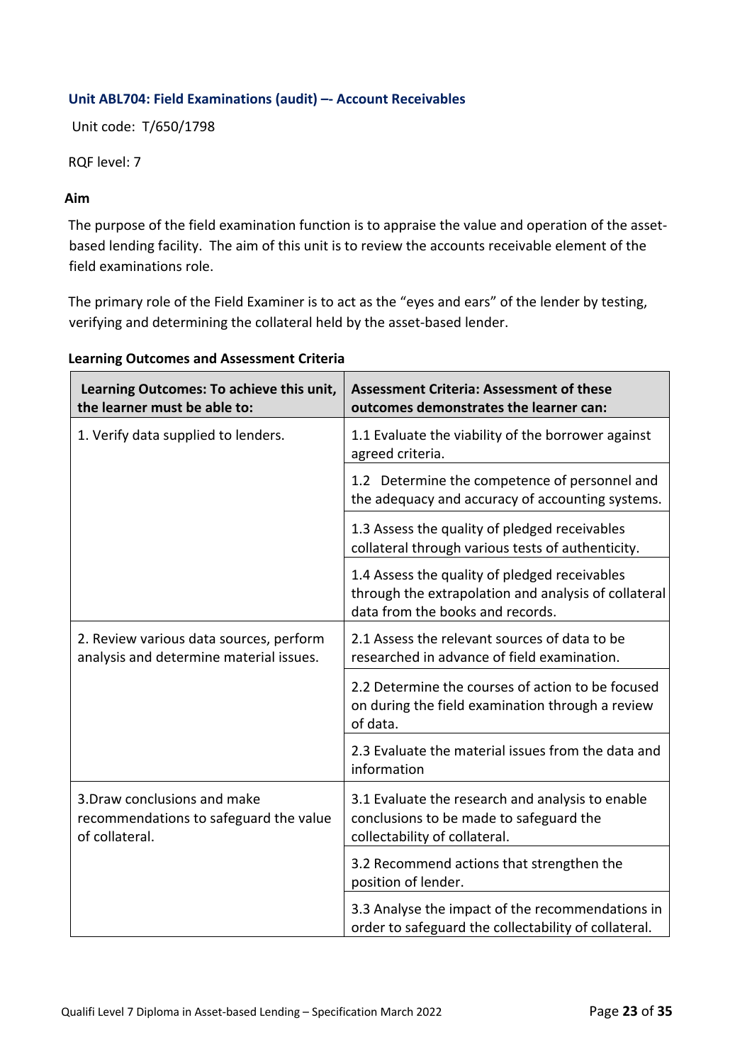### Unit ABL704: Field Examinations (audit) –- Account Receivables

Unit code: T/650/1798

RQF level: 7

**Aim**

The purpose of the field examination function is to appraise the value and operation of the asset-based lending facility. The aim of this unit is to review the accounts receivable element of the field examinations role.

The primary role of the Field Examiner is to act as the "eyes and ears" of the lender by testing, verifying and determining the collateral held by the asset-based lender.

**Learning Outcomes and Assessment Criteria**

| Learning Outcomes: To achieve this unit, the learner must be able to: | Assessment Criteria: Assessment of these outcomes demonstrates the learner can: |
|---|---|
| 1. Verify data supplied to lenders. | 1.1 Evaluate the viability of the borrower against agreed criteria. |
| | 1.2 Determine the competence of personnel and the adequacy and accuracy of accounting systems. |
| | 1.3 Assess the quality of pledged receivables collateral through various tests of authenticity. |
| | 1.4 Assess the quality of pledged receivables through the extrapolation and analysis of collateral data from the books and records. |
| 2. Review various data sources, perform analysis and determine material issues. | 2.1 Assess the relevant sources of data to be researched in advance of field examination. |
| | 2.2 Determine the courses of action to be focused on during the field examination through a review of data. |
| | 2.3 Evaluate the material issues from the data and information |
| 3.Draw conclusions and make recommendations to safeguard the value of collateral. | 3.1 Evaluate the research and analysis to enable conclusions to be made to safeguard the collectability of collateral. |
| | 3.2 Recommend actions that strengthen the position of lender. |
| | 3.3 Analyse the impact of the recommendations in order to safeguard the collectability of collateral. |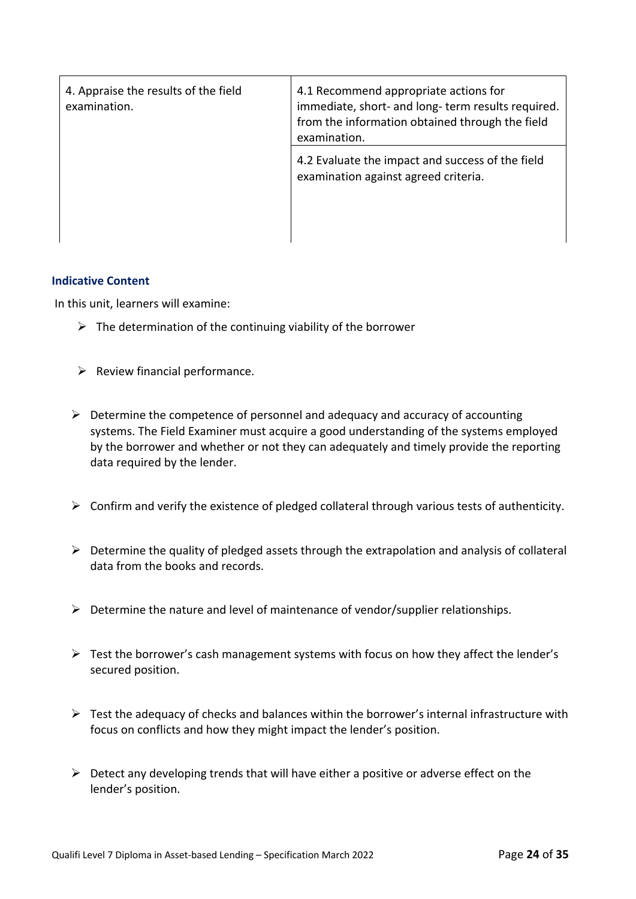| 4. Appraise the results of the field examination. | 4.1 Recommend appropriate actions for immediate, short- and long- term results required. from the information obtained through the field examination. |
|---|---|
| | 4.2 Evaluate the impact and success of the field examination against agreed criteria. |

### Indicative Content

In this unit, learners will examine:

- The determination of the continuing viability of the borrower
- Review financial performance.
- Determine the competence of personnel and adequacy and accuracy of accounting systems. The Field Examiner must acquire a good understanding of the systems employed by the borrower and whether or not they can adequately and timely provide the reporting data required by the lender.
- Confirm and verify the existence of pledged collateral through various tests of authenticity.
- Determine the quality of pledged assets through the extrapolation and analysis of collateral data from the books and records.
- Determine the nature and level of maintenance of vendor/supplier relationships.
- Test the borrower's cash management systems with focus on how they affect the lender's secured position.
- Test the adequacy of checks and balances within the borrower's internal infrastructure with focus on conflicts and how they might impact the lender's position.
- Detect any developing trends that will have either a positive or adverse effect on the lender's position.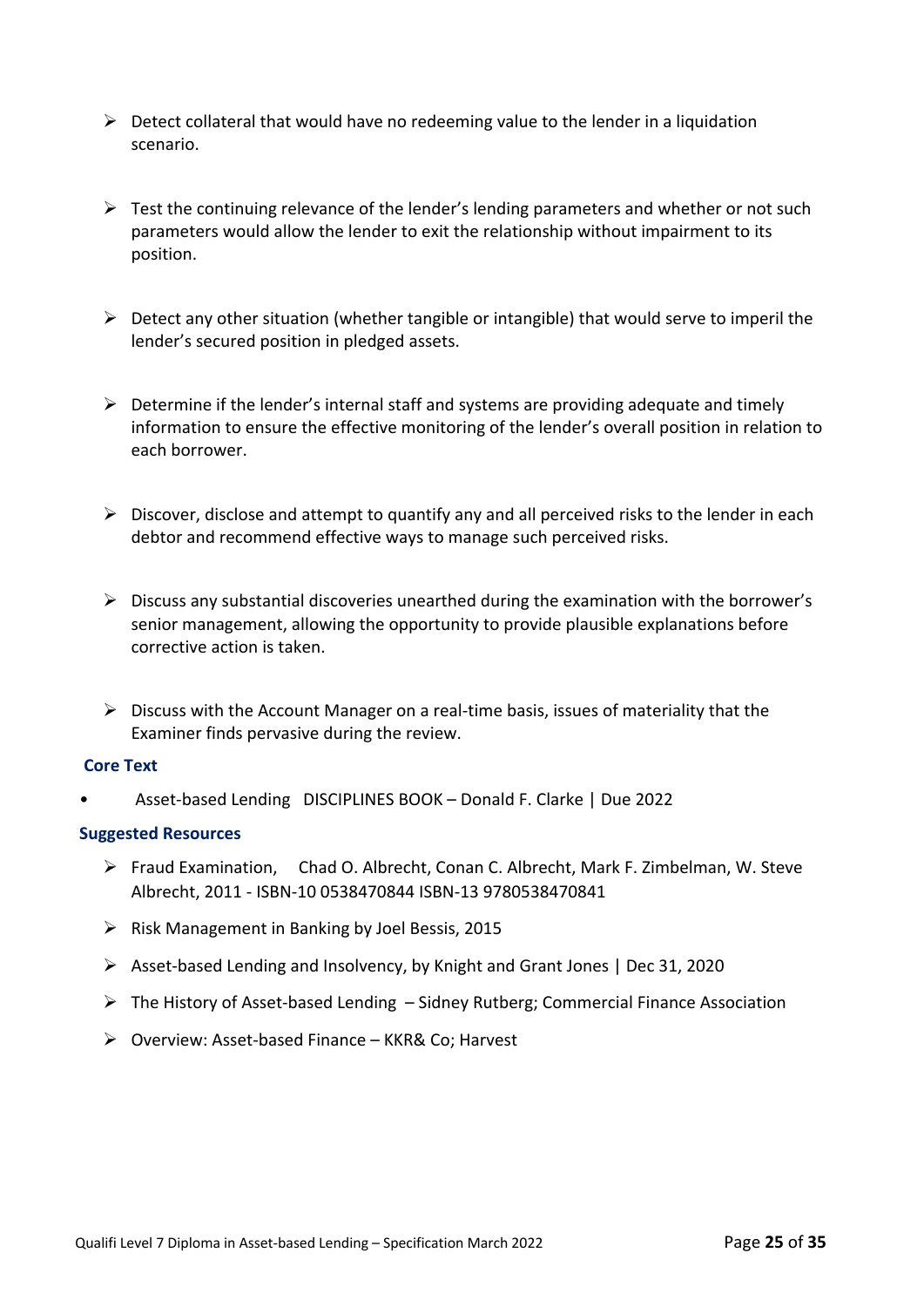- Detect collateral that would have no redeeming value to the lender in a liquidation scenario.

- Test the continuing relevance of the lender's lending parameters and whether or not such parameters would allow the lender to exit the relationship without impairment to its position.

- Detect any other situation (whether tangible or intangible) that would serve to imperil the lender's secured position in pledged assets.

- Determine if the lender's internal staff and systems are providing adequate and timely information to ensure the effective monitoring of the lender's overall position in relation to each borrower.

- Discover, disclose and attempt to quantify any and all perceived risks to the lender in each debtor and recommend effective ways to manage such perceived risks.

- Discuss any substantial discoveries unearthed during the examination with the borrower's senior management, allowing the opportunity to provide plausible explanations before corrective action is taken.

- Discuss with the Account Manager on a real-time basis, issues of materiality that the Examiner finds pervasive during the review.

**Core Text**

- Asset-based Lending DISCIPLINES BOOK – Donald F. Clarke | Due 2022

**Suggested Resources**

- Fraud Examination, Chad O. Albrecht, Conan C. Albrecht, Mark F. Zimbelman, W. Steve Albrecht, 2011 - ISBN-10 0538470844 ISBN-13 9780538470841
- Risk Management in Banking by Joel Bessis, 2015
- Asset-based Lending and Insolvency, by Knight and Grant Jones | Dec 31, 2020
- The History of Asset-based Lending – Sidney Rutberg; Commercial Finance Association
- Overview: Asset-based Finance – KKR& Co; Harvest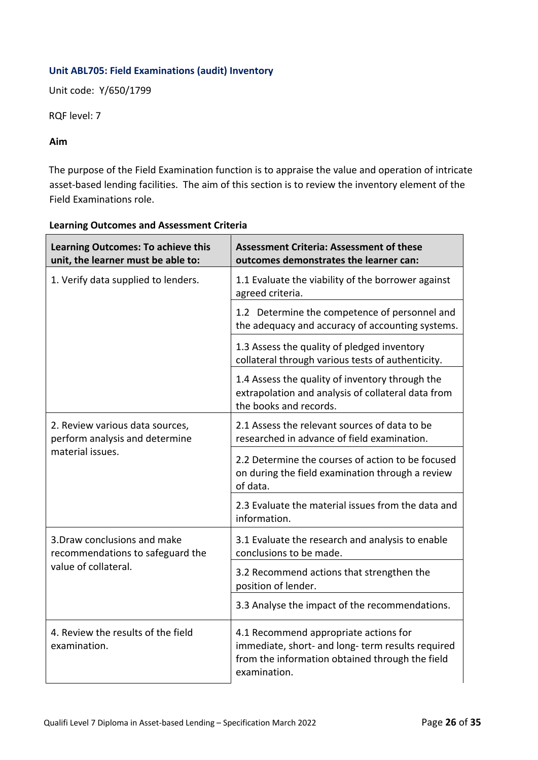### Unit ABL705: Field Examinations (audit) Inventory

Unit code: Y/650/1799

RQF level: 7

**Aim**

The purpose of the Field Examination function is to appraise the value and operation of intricate asset-based lending facilities. The aim of this section is to review the inventory element of the Field Examinations role.

**Learning Outcomes and Assessment Criteria**

| Learning Outcomes: To achieve this unit, the learner must be able to: | Assessment Criteria: Assessment of these outcomes demonstrates the learner can: |
|---|---|
| 1. Verify data supplied to lenders. | 1.1 Evaluate the viability of the borrower against agreed criteria. |
| | 1.2 Determine the competence of personnel and the adequacy and accuracy of accounting systems. |
| | 1.3 Assess the quality of pledged inventory collateral through various tests of authenticity. |
| | 1.4 Assess the quality of inventory through the extrapolation and analysis of collateral data from the books and records. |
| 2. Review various data sources, perform analysis and determine material issues. | 2.1 Assess the relevant sources of data to be researched in advance of field examination. |
| | 2.2 Determine the courses of action to be focused on during the field examination through a review of data. |
| | 2.3 Evaluate the material issues from the data and information. |
| 3.Draw conclusions and make recommendations to safeguard the value of collateral. | 3.1 Evaluate the research and analysis to enable conclusions to be made. |
| | 3.2 Recommend actions that strengthen the position of lender. |
| | 3.3 Analyse the impact of the recommendations. |
| 4. Review the results of the field examination. | 4.1 Recommend appropriate actions for immediate, short- and long- term results required from the information obtained through the field examination. |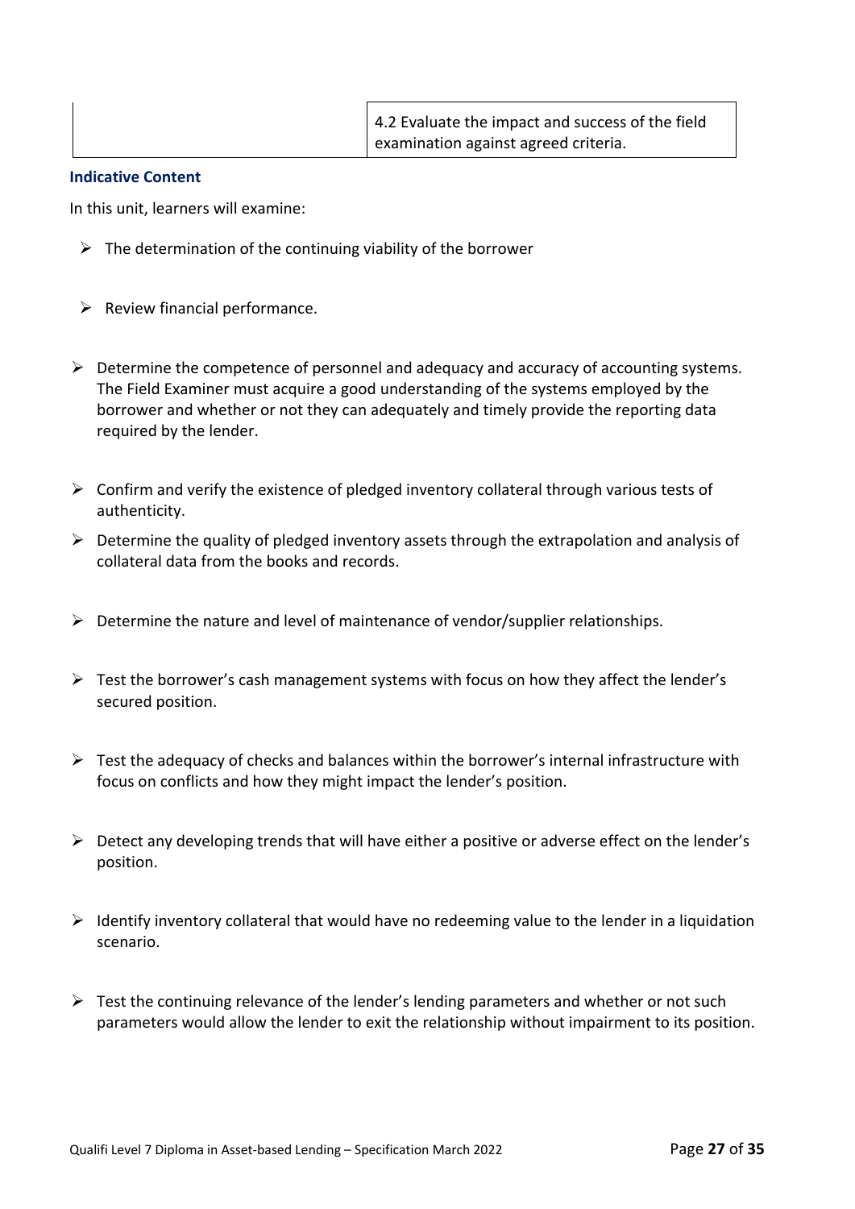| | |
|---|---|
| | 4.2 Evaluate the impact and success of the field examination against agreed criteria. |

**Indicative Content**

In this unit, learners will examine:

- The determination of the continuing viability of the borrower
- Review financial performance.
- Determine the competence of personnel and adequacy and accuracy of accounting systems. The Field Examiner must acquire a good understanding of the systems employed by the borrower and whether or not they can adequately and timely provide the reporting data required by the lender.
- Confirm and verify the existence of pledged inventory collateral through various tests of authenticity.
- Determine the quality of pledged inventory assets through the extrapolation and analysis of collateral data from the books and records.
- Determine the nature and level of maintenance of vendor/supplier relationships.
- Test the borrower's cash management systems with focus on how they affect the lender's secured position.
- Test the adequacy of checks and balances within the borrower's internal infrastructure with focus on conflicts and how they might impact the lender's position.
- Detect any developing trends that will have either a positive or adverse effect on the lender's position.
- Identify inventory collateral that would have no redeeming value to the lender in a liquidation scenario.
- Test the continuing relevance of the lender's lending parameters and whether or not such parameters would allow the lender to exit the relationship without impairment to its position.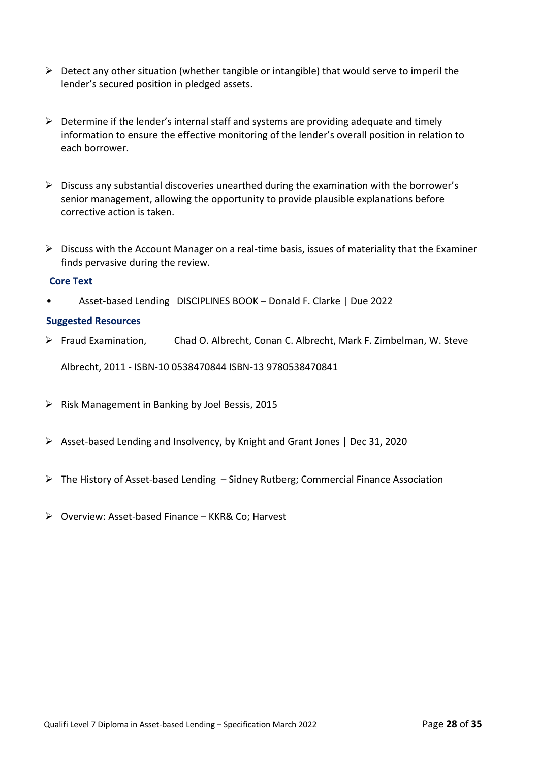- Detect any other situation (whether tangible or intangible) that would serve to imperil the lender's secured position in pledged assets.

- Determine if the lender's internal staff and systems are providing adequate and timely information to ensure the effective monitoring of the lender's overall position in relation to each borrower.

- Discuss any substantial discoveries unearthed during the examination with the borrower's senior management, allowing the opportunity to provide plausible explanations before corrective action is taken.

- Discuss with the Account Manager on a real-time basis, issues of materiality that the Examiner finds pervasive during the review.

**Core Text**

- Asset-based Lending DISCIPLINES BOOK – Donald F. Clarke | Due 2022

**Suggested Resources**

- Fraud Examination, Chad O. Albrecht, Conan C. Albrecht, Mark F. Zimbelman, W. Steve Albrecht, 2011 - ISBN-10 0538470844 ISBN-13 9780538470841

- Risk Management in Banking by Joel Bessis, 2015

- Asset-based Lending and Insolvency, by Knight and Grant Jones | Dec 31, 2020

- The History of Asset-based Lending – Sidney Rutberg; Commercial Finance Association

- Overview: Asset-based Finance – KKR& Co; Harvest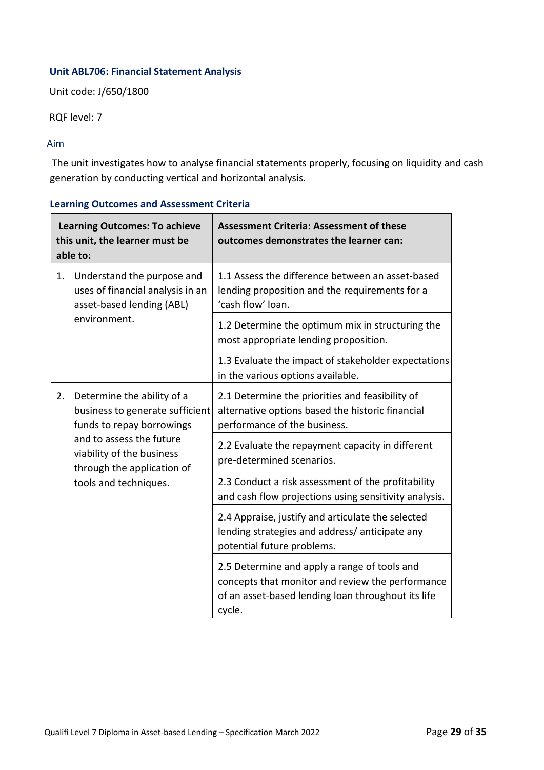### Unit ABL706: Financial Statement Analysis

Unit code: J/650/1800

RQF level: 7

#### Aim

The unit investigates how to analyse financial statements properly, focusing on liquidity and cash generation by conducting vertical and horizontal analysis.

#### Learning Outcomes and Assessment Criteria

| Learning Outcomes: To achieve this unit, the learner must be able to: | Assessment Criteria: Assessment of these outcomes demonstrates the learner can: |
|---|---|
| 1. Understand the purpose and uses of financial analysis in an asset-based lending (ABL) environment. | 1.1 Assess the difference between an asset-based lending proposition and the requirements for a 'cash flow' loan. |
| | 1.2 Determine the optimum mix in structuring the most appropriate lending proposition. |
| | 1.3 Evaluate the impact of stakeholder expectations in the various options available. |
| 2. Determine the ability of a business to generate sufficient funds to repay borrowings and to assess the future viability of the business through the application of tools and techniques. | 2.1 Determine the priorities and feasibility of alternative options based the historic financial performance of the business. |
| | 2.2 Evaluate the repayment capacity in different pre-determined scenarios. |
| | 2.3 Conduct a risk assessment of the profitability and cash flow projections using sensitivity analysis. |
| | 2.4 Appraise, justify and articulate the selected lending strategies and address/ anticipate any potential future problems. |
| | 2.5 Determine and apply a range of tools and concepts that monitor and review the performance of an asset-based lending loan throughout its life cycle. |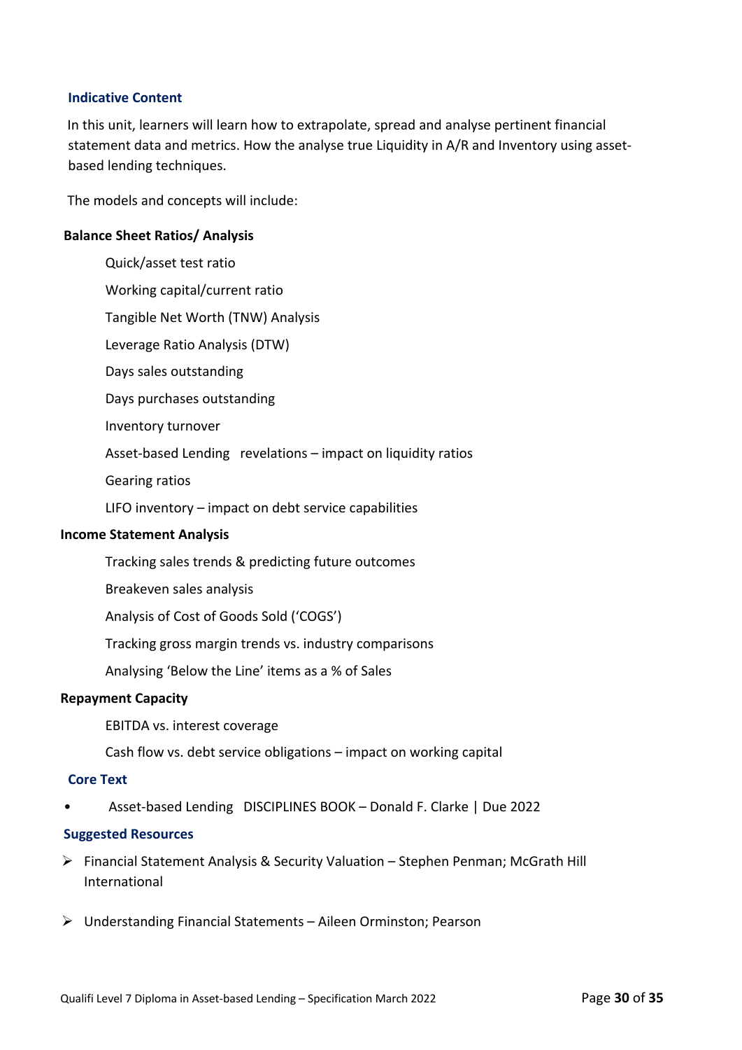### Indicative Content

In this unit, learners will learn how to extrapolate, spread and analyse pertinent financial statement data and metrics. How the analyse true Liquidity in A/R and Inventory using asset-based lending techniques.

The models and concepts will include:

**Balance Sheet Ratios/ Analysis**

- Quick/asset test ratio
- Working capital/current ratio
- Tangible Net Worth (TNW) Analysis
- Leverage Ratio Analysis (DTW)
- Days sales outstanding
- Days purchases outstanding
- Inventory turnover
- Asset-based Lending revelations – impact on liquidity ratios
- Gearing ratios
- LIFO inventory – impact on debt service capabilities

**Income Statement Analysis**

- Tracking sales trends & predicting future outcomes
- Breakeven sales analysis
- Analysis of Cost of Goods Sold ('COGS')
- Tracking gross margin trends vs. industry comparisons
- Analysing 'Below the Line' items as a % of Sales

**Repayment Capacity**

- EBITDA vs. interest coverage
- Cash flow vs. debt service obligations – impact on working capital

### Core Text

- Asset-based Lending DISCIPLINES BOOK – Donald F. Clarke | Due 2022

### Suggested Resources

- Financial Statement Analysis & Security Valuation – Stephen Penman; McGrath Hill International
- Understanding Financial Statements – Aileen Orminston; Pearson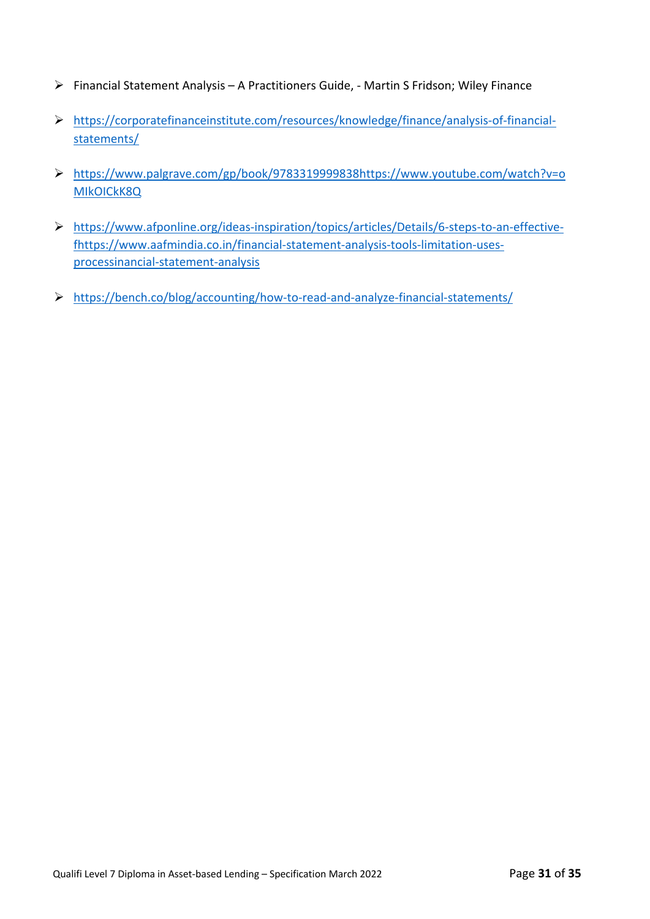- Financial Statement Analysis – A Practitioners Guide, - Martin S Fridson; Wiley Finance
- https://corporatefinanceinstitute.com/resources/knowledge/finance/analysis-of-financial-statements/
- https://www.palgrave.com/gp/book/9783319999838https://www.youtube.com/watch?v=oMIkOICkK8Q
- https://www.afponline.org/ideas-inspiration/topics/articles/Details/6-steps-to-an-effective-fhttps://www.aafmindia.co.in/financial-statement-analysis-tools-limitation-uses-processinancial-statement-analysis
- https://bench.co/blog/accounting/how-to-read-and-analyze-financial-statements/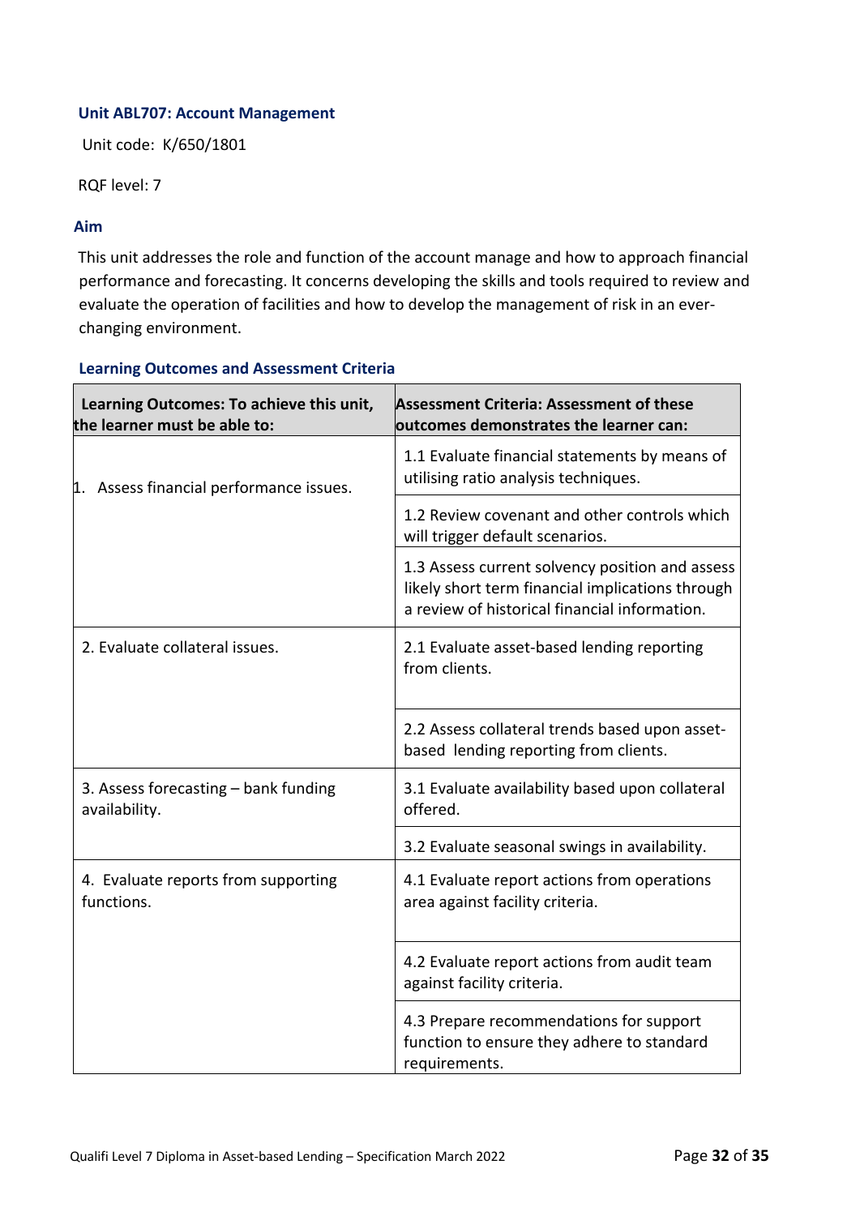### Unit ABL707: Account Management

Unit code: K/650/1801

RQF level: 7

#### Aim

This unit addresses the role and function of the account manage and how to approach financial performance and forecasting. It concerns developing the skills and tools required to review and evaluate the operation of facilities and how to develop the management of risk in an ever-changing environment.

#### Learning Outcomes and Assessment Criteria

| Learning Outcomes: To achieve this unit, the learner must be able to: | Assessment Criteria: Assessment of these outcomes demonstrates the learner can: |
|---|---|
| 1. Assess financial performance issues. | 1.1 Evaluate financial statements by means of utilising ratio analysis techniques. |
| | 1.2 Review covenant and other controls which will trigger default scenarios. |
| | 1.3 Assess current solvency position and assess likely short term financial implications through a review of historical financial information. |
| 2. Evaluate collateral issues. | 2.1 Evaluate asset-based lending reporting from clients. |
| | 2.2 Assess collateral trends based upon asset-based lending reporting from clients. |
| 3. Assess forecasting – bank funding availability. | 3.1 Evaluate availability based upon collateral offered. |
| | 3.2 Evaluate seasonal swings in availability. |
| 4. Evaluate reports from supporting functions. | 4.1 Evaluate report actions from operations area against facility criteria. |
| | 4.2 Evaluate report actions from audit team against facility criteria. |
| | 4.3 Prepare recommendations for support function to ensure they adhere to standard requirements. |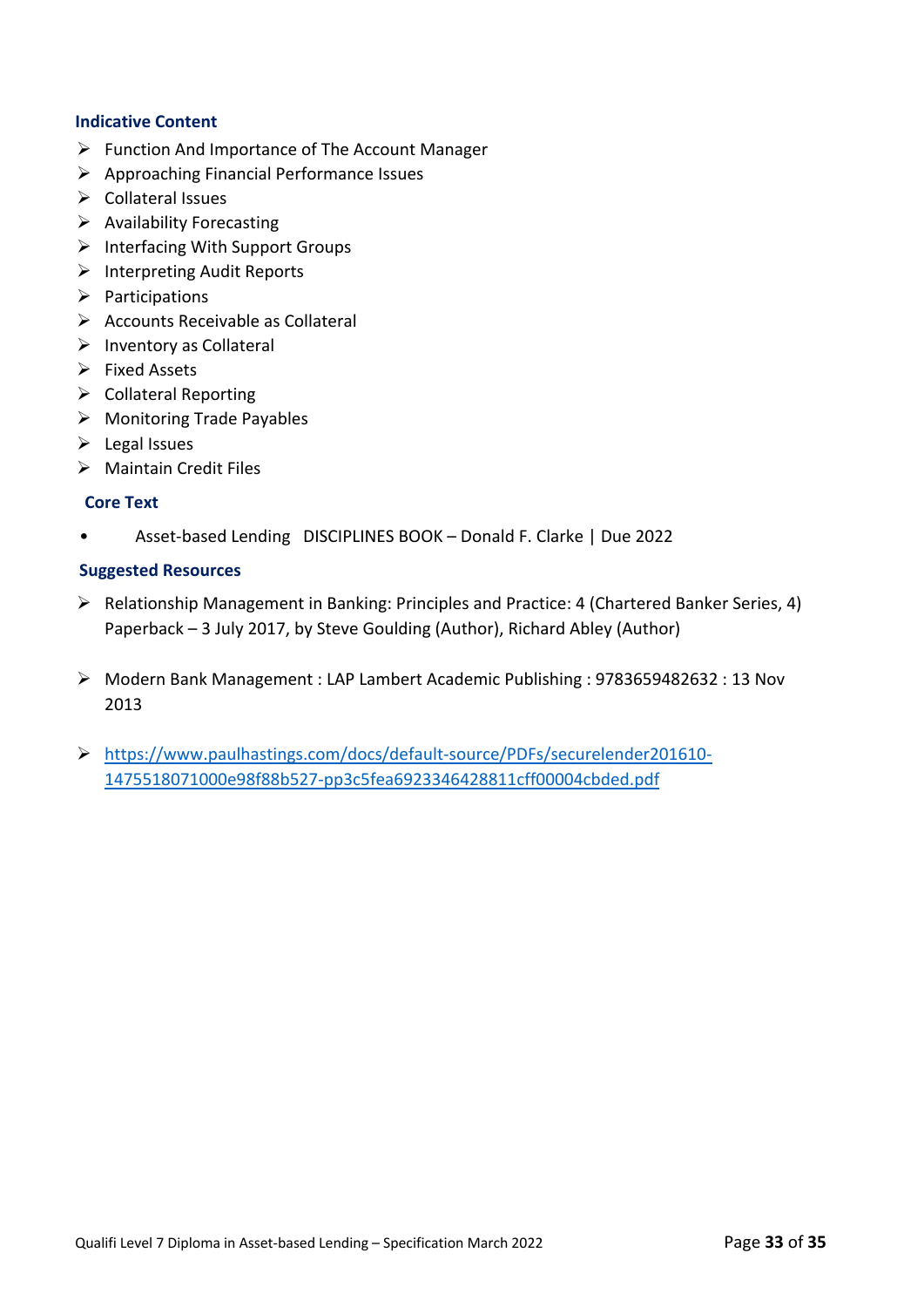### Indicative Content

- Function And Importance of The Account Manager
- Approaching Financial Performance Issues
- Collateral Issues
- Availability Forecasting
- Interfacing With Support Groups
- Interpreting Audit Reports
- Participations
- Accounts Receivable as Collateral
- Inventory as Collateral
- Fixed Assets
- Collateral Reporting
- Monitoring Trade Payables
- Legal Issues
- Maintain Credit Files

### Core Text

- Asset-based Lending DISCIPLINES BOOK – Donald F. Clarke | Due 2022

### Suggested Resources

- Relationship Management in Banking: Principles and Practice: 4 (Chartered Banker Series, 4) Paperback – 3 July 2017, by Steve Goulding (Author), Richard Abley (Author)

- Modern Bank Management : LAP Lambert Academic Publishing : 9783659482632 : 13 Nov 2013

- https://www.paulhastings.com/docs/default-source/PDFs/securelender201610-1475518071000e98f88b527-pp3c5fea6923346428811cff00004cbded.pdf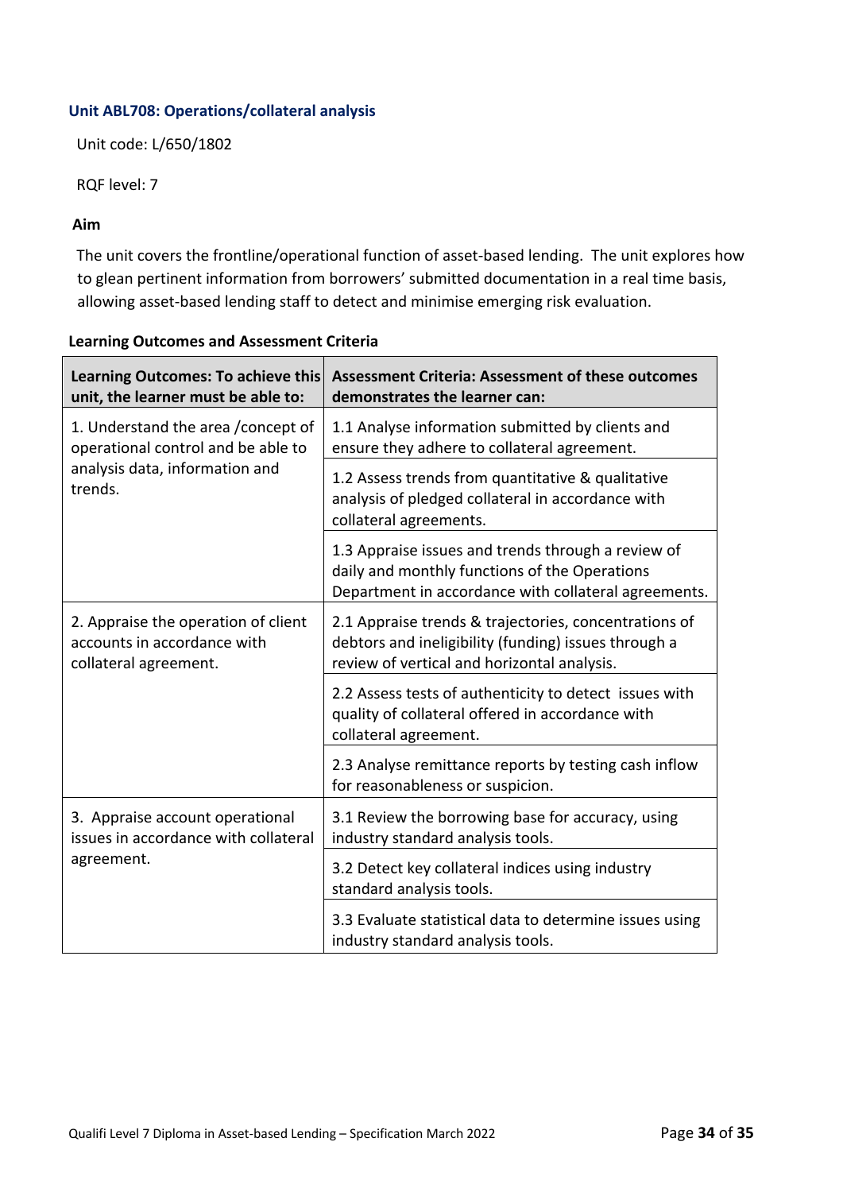### Unit ABL708: Operations/collateral analysis

Unit code: L/650/1802

RQF level: 7

**Aim**

The unit covers the frontline/operational function of asset-based lending. The unit explores how to glean pertinent information from borrowers' submitted documentation in a real time basis, allowing asset-based lending staff to detect and minimise emerging risk evaluation.

**Learning Outcomes and Assessment Criteria**

| Learning Outcomes: To achieve this unit, the learner must be able to: | Assessment Criteria: Assessment of these outcomes demonstrates the learner can: |
|---|---|
| 1. Understand the area /concept of operational control and be able to analysis data, information and trends. | 1.1 Analyse information submitted by clients and ensure they adhere to collateral agreement. |
| | 1.2 Assess trends from quantitative & qualitative analysis of pledged collateral in accordance with collateral agreements. |
| | 1.3 Appraise issues and trends through a review of daily and monthly functions of the Operations Department in accordance with collateral agreements. |
| 2. Appraise the operation of client accounts in accordance with collateral agreement. | 2.1 Appraise trends & trajectories, concentrations of debtors and ineligibility (funding) issues through a review of vertical and horizontal analysis. |
| | 2.2 Assess tests of authenticity to detect issues with quality of collateral offered in accordance with collateral agreement. |
| | 2.3 Analyse remittance reports by testing cash inflow for reasonableness or suspicion. |
| 3. Appraise account operational issues in accordance with collateral agreement. | 3.1 Review the borrowing base for accuracy, using industry standard analysis tools. |
| | 3.2 Detect key collateral indices using industry standard analysis tools. |
| | 3.3 Evaluate statistical data to determine issues using industry standard analysis tools. |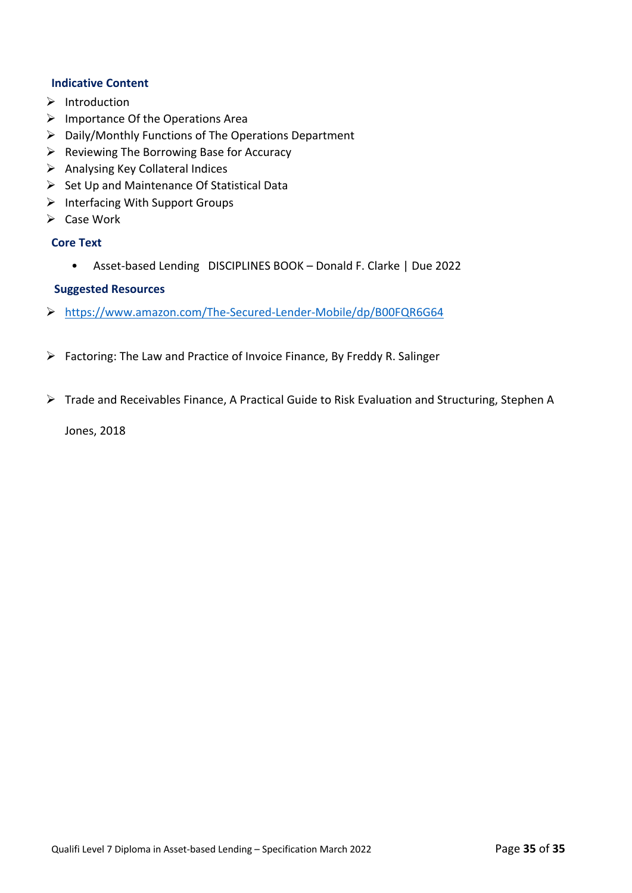### Indicative Content

- Introduction
- Importance Of the Operations Area
- Daily/Monthly Functions of The Operations Department
- Reviewing The Borrowing Base for Accuracy
- Analysing Key Collateral Indices
- Set Up and Maintenance Of Statistical Data
- Interfacing With Support Groups
- Case Work

### Core Text

- Asset-based Lending DISCIPLINES BOOK – Donald F. Clarke | Due 2022

### Suggested Resources

- https://www.amazon.com/The-Secured-Lender-Mobile/dp/B00FQR6G64
- Factoring: The Law and Practice of Invoice Finance, By Freddy R. Salinger
- Trade and Receivables Finance, A Practical Guide to Risk Evaluation and Structuring, Stephen A Jones, 2018